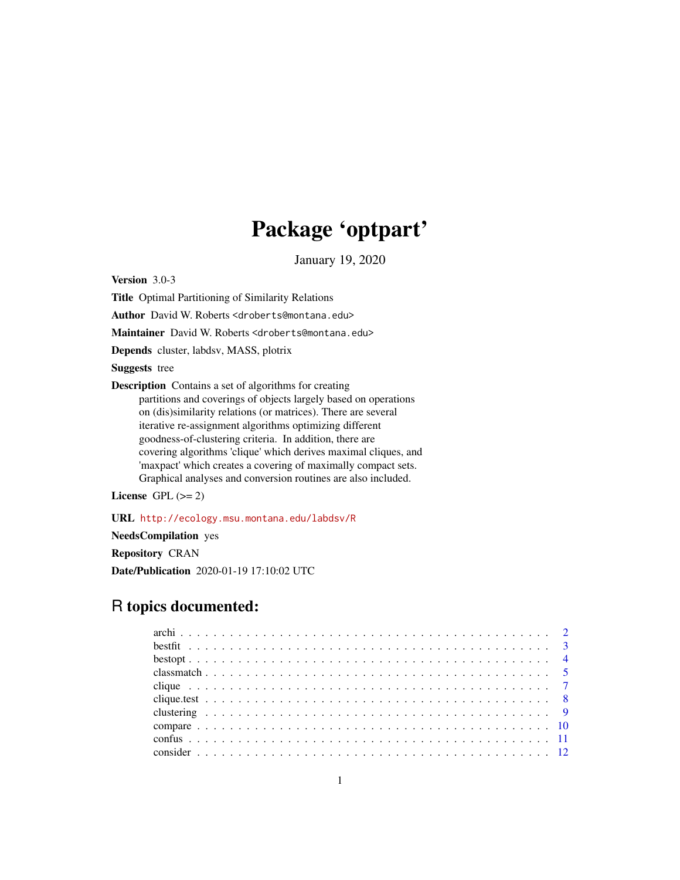# Package 'optpart'

January 19, 2020

**Version** 3.0-3

**Title** Optimal Partitioning of Similarity Relations

**Author** David W. Roberts <droberts@montana.edu>

**Maintainer** David W. Roberts <droberts@montana.edu>

**Depends** cluster, labdsv, MASS, plotrix

**Suggests** tree

**Description** Contains a set of algorithms for creating partitions and coverings of objects largely based on operations on (dis)similarity relations (or matrices). There are several iterative re-assignment algorithms optimizing different goodness-of-clustering criteria. In addition, there are covering algorithms 'clique' which derives maximal cliques, and 'maxpact' which creates a covering of maximally compact sets. Graphical analyses and conversion routines are also included.

**License** GPL (>= 2)

**URL** http://ecology.msu.montana.edu/labdsv/R

**NeedsCompilation** yes

**Repository** CRAN

**Date/Publication** 2020-01-19 17:10:02 UTC

## R topics documented:

| | |
|---|---|
| archi | 2 |
| bestfit | 3 |
| bestopt | 4 |
| classmatch | 5 |
| clique | 7 |
| clique.test | 8 |
| clustering | 9 |
| compare | 10 |
| confus | 11 |
| consider | 12 |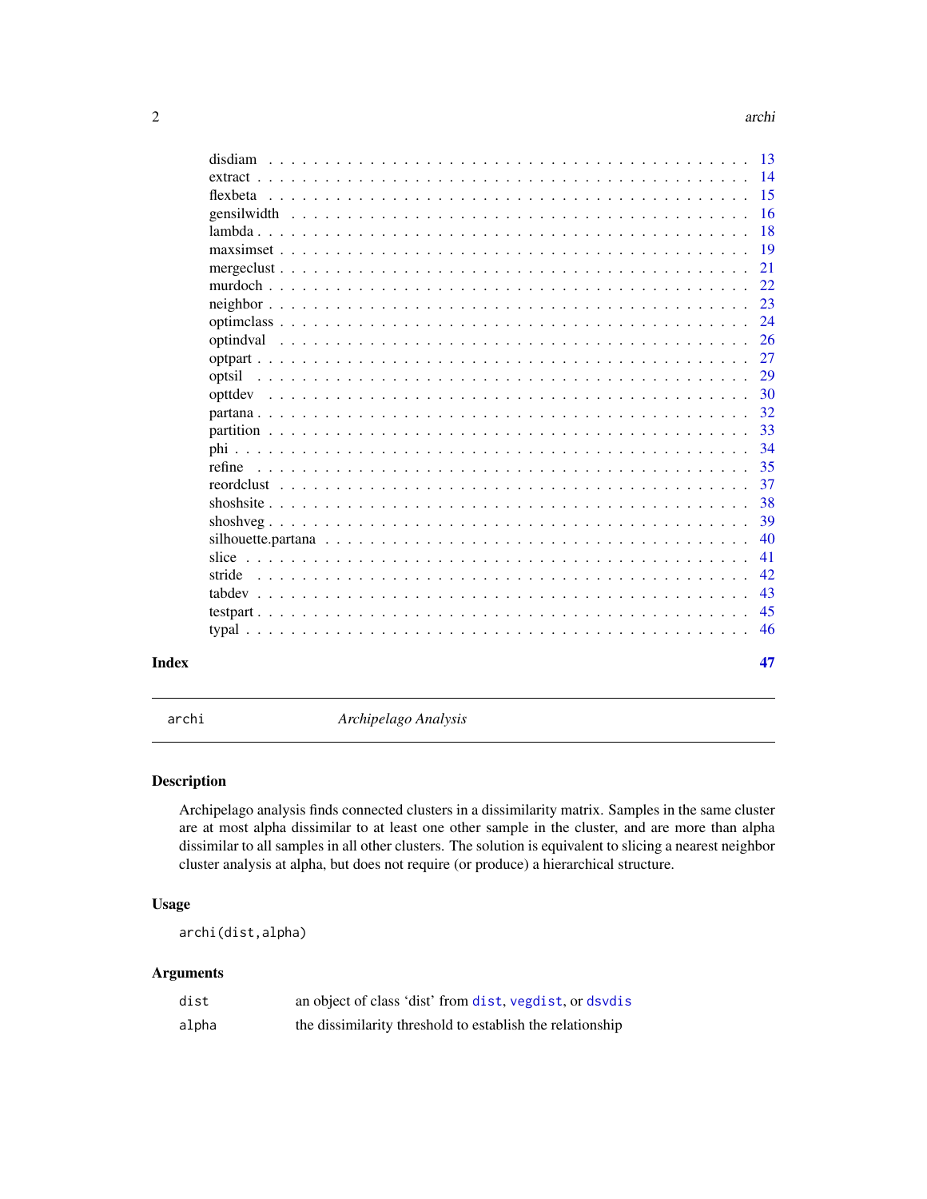| | |
|---|---|
| disdiam | 13 |
| extract | 14 |
| flexbeta | 15 |
| gensilwidth | 16 |
| lambda | 18 |
| maxsimset | 19 |
| mergeclust | 21 |
| murdoch | 22 |
| neighbor | 23 |
| optimclass | 24 |
| optindval | 26 |
| optpart | 27 |
| optsil | 29 |
| opttdev | 30 |
| partana | 32 |
| partition | 33 |
| phi | 34 |
| refine | 35 |
| reordclust | 37 |
| shoshsite | 38 |
| shoshveg | 39 |
| silhouette.partana | 40 |
| slice | 41 |
| stride | 42 |
| tabdev | 43 |
| testpart | 45 |
| typal | 46 |

**Index** **47**

---

`archi` *Archipelago Analysis*

---

## Description

Archipelago analysis finds connected clusters in a dissimilarity matrix. Samples in the same cluster are at most alpha dissimilar to at least one other sample in the cluster, and are more than alpha dissimilar to all samples in all other clusters. The solution is equivalent to slicing a nearest neighbor cluster analysis at alpha, but does not require (or produce) a hierarchical structure.

## Usage

```
archi(dist,alpha)
```

## Arguments

| | |
|---|---|
| `dist` | an object of class 'dist' from `dist`, `vegdist`, or `dsvdis` |
| `alpha` | the dissimilarity threshold to establish the relationship |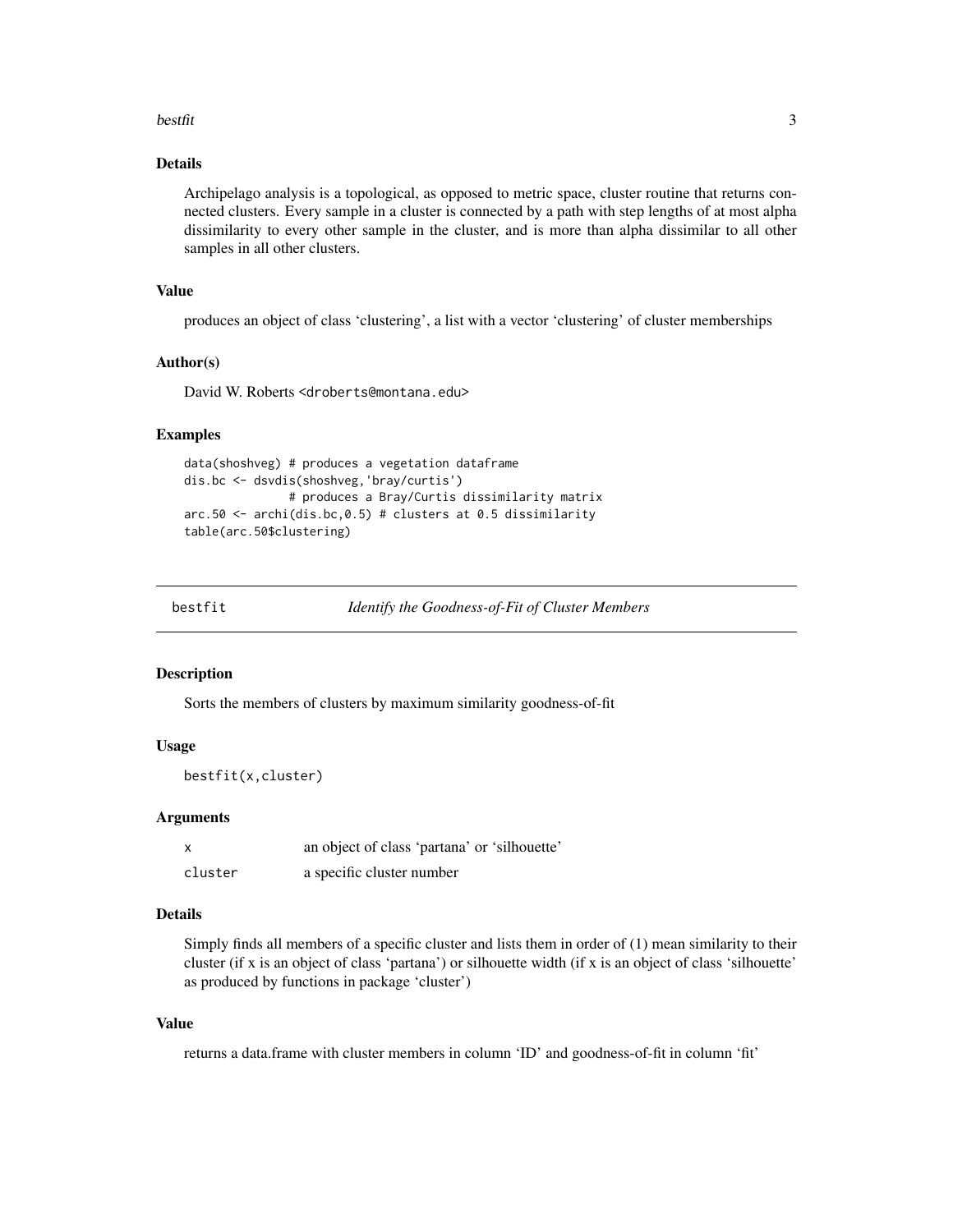### Details

Archipelago analysis is a topological, as opposed to metric space, cluster routine that returns connected clusters. Every sample in a cluster is connected by a path with step lengths of at most alpha dissimilarity to every other sample in the cluster, and is more than alpha dissimilar to all other samples in all other clusters.

### Value

produces an object of class 'clustering', a list with a vector 'clustering' of cluster memberships

### Author(s)

David W. Roberts <droberts@montana.edu>

### Examples

```
data(shoshveg) # produces a vegetation dataframe
dis.bc <- dsvdis(shoshveg,'bray/curtis')
              # produces a Bray/Curtis dissimilarity matrix
arc.50 <- archi(dis.bc,0.5) # clusters at 0.5 dissimilarity
table(arc.50$clustering)
```

---

## bestfit — *Identify the Goodness-of-Fit of Cluster Members*

### Description

Sorts the members of clusters by maximum similarity goodness-of-fit

### Usage

```
bestfit(x,cluster)
```

### Arguments

| | |
|---|---|
| x | an object of class 'partana' or 'silhouette' |
| cluster | a specific cluster number |

### Details

Simply finds all members of a specific cluster and lists them in order of (1) mean similarity to their cluster (if x is an object of class 'partana') or silhouette width (if x is an object of class 'silhouette' as produced by functions in package 'cluster')

### Value

returns a data.frame with cluster members in column 'ID' and goodness-of-fit in column 'fit'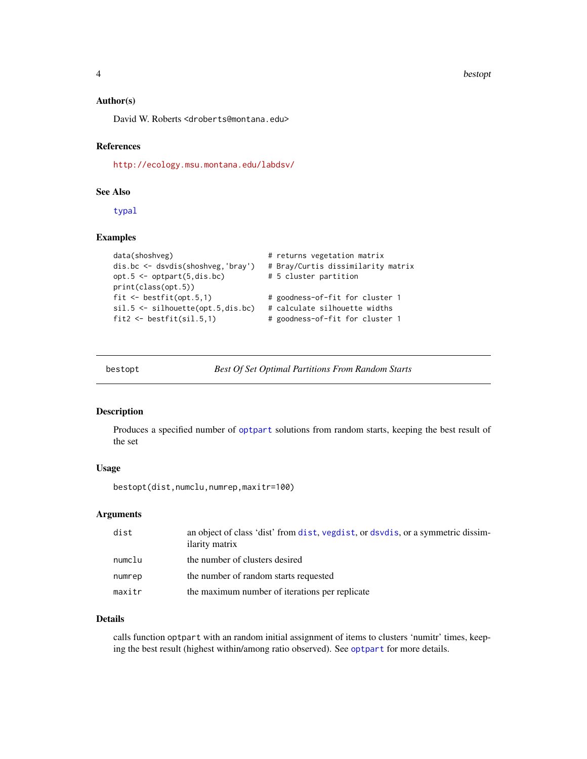### Author(s)

David W. Roberts <droberts@montana.edu>

### References

http://ecology.msu.montana.edu/labdsv/

### See Also

typal

### Examples

```
data(shoshveg)                     # returns vegetation matrix
dis.bc <- dsvdis(shoshveg,'bray')  # Bray/Curtis dissimilarity matrix
opt.5 <- optpart(5,dis.bc)         # 5 cluster partition
print(class(opt.5))
fit <- bestfit(opt.5,1)            # goodness-of-fit for cluster 1
sil.5 <- silhouette(opt.5,dis.bc)  # calculate silhouette widths
fit2 <- bestfit(sil.5,1)           # goodness-of-fit for cluster 1
```

---

## bestopt — *Best Of Set Optimal Partitions From Random Starts*

---

### Description

Produces a specified number of optpart solutions from random starts, keeping the best result of the set

### Usage

```
bestopt(dist,numclu,numrep,maxitr=100)
```

### Arguments

| | |
|---|---|
| dist | an object of class 'dist' from dist, vegdist, or dsvdis, or a symmetric dissimilarity matrix |
| numclu | the number of clusters desired |
| numrep | the number of random starts requested |
| maxitr | the maximum number of iterations per replicate |

### Details

calls function optpart with an random initial assignment of items to clusters 'numitr' times, keeping the best result (highest within/among ratio observed). See optpart for more details.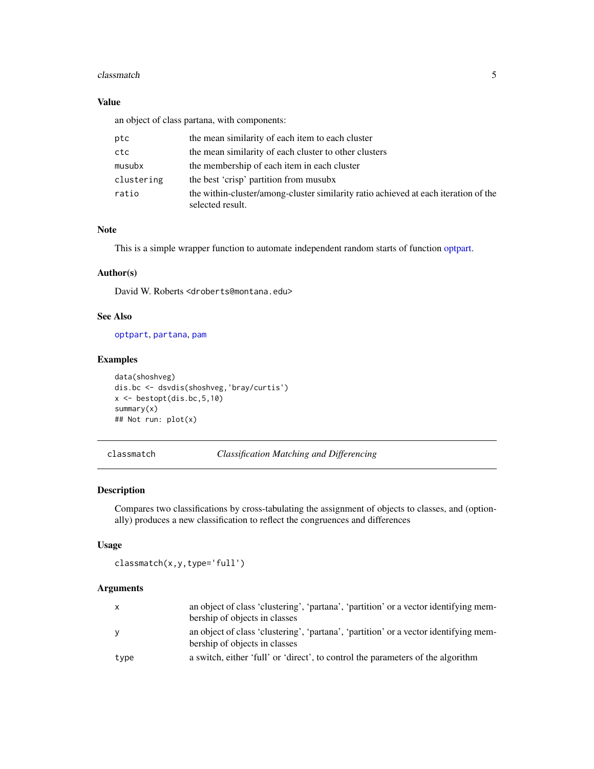## Value

an object of class partana, with components:

| | |
|---|---|
| ptc | the mean similarity of each item to each cluster |
| ctc | the mean similarity of each cluster to other clusters |
| musubx | the membership of each item in each cluster |
| clustering | the best 'crisp' partition from musubx |
| ratio | the within-cluster/among-cluster similarity ratio achieved at each iteration of the selected result. |

## Note

This is a simple wrapper function to automate independent random starts of function optpart.

## Author(s)

David W. Roberts <droberts@montana.edu>

## See Also

optpart, partana, pam

## Examples

```
data(shoshveg)
dis.bc <- dsvdis(shoshveg,'bray/curtis')
x <- bestopt(dis.bc,5,10)
summary(x)
## Not run: plot(x)
```

---

# classmatch — *Classification Matching and Differencing*

## Description

Compares two classifications by cross-tabulating the assignment of objects to classes, and (optionally) produces a new classification to reflect the congruences and differences

## Usage

```
classmatch(x,y,type='full')
```

## Arguments

| | |
|---|---|
| x | an object of class 'clustering', 'partana', 'partition' or a vector identifying membership of objects in classes |
| y | an object of class 'clustering', 'partana', 'partition' or a vector identifying membership of objects in classes |
| type | a switch, either 'full' or 'direct', to control the parameters of the algorithm |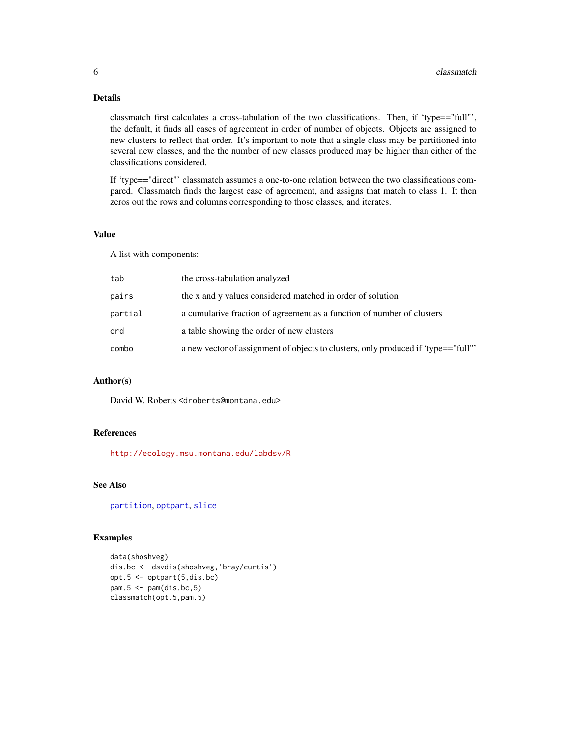## Details

classmatch first calculates a cross-tabulation of the two classifications. Then, if ‘type=="full"’, the default, it finds all cases of agreement in order of number of objects. Objects are assigned to new clusters to reflect that order. It's important to note that a single class may be partitioned into several new classes, and the the number of new classes produced may be higher than either of the classifications considered.

If ‘type=="direct"’ classmatch assumes a one-to-one relation between the two classifications compared. Classmatch finds the largest case of agreement, and assigns that match to class 1. It then zeros out the rows and columns corresponding to those classes, and iterates.

## Value

A list with components:

| | |
|---|---|
| tab | the cross-tabulation analyzed |
| pairs | the x and y values considered matched in order of solution |
| partial | a cumulative fraction of agreement as a function of number of clusters |
| ord | a table showing the order of new clusters |
| combo | a new vector of assignment of objects to clusters, only produced if ‘type=="full"’ |

## Author(s)

David W. Roberts <droberts@montana.edu>

## References

http://ecology.msu.montana.edu/labdsv/R

## See Also

partition, optpart, slice

## Examples

```
data(shoshveg)
dis.bc <- dsvdis(shoshveg,'bray/curtis')
opt.5 <- optpart(5,dis.bc)
pam.5 <- pam(dis.bc,5)
classmatch(opt.5,pam.5)
```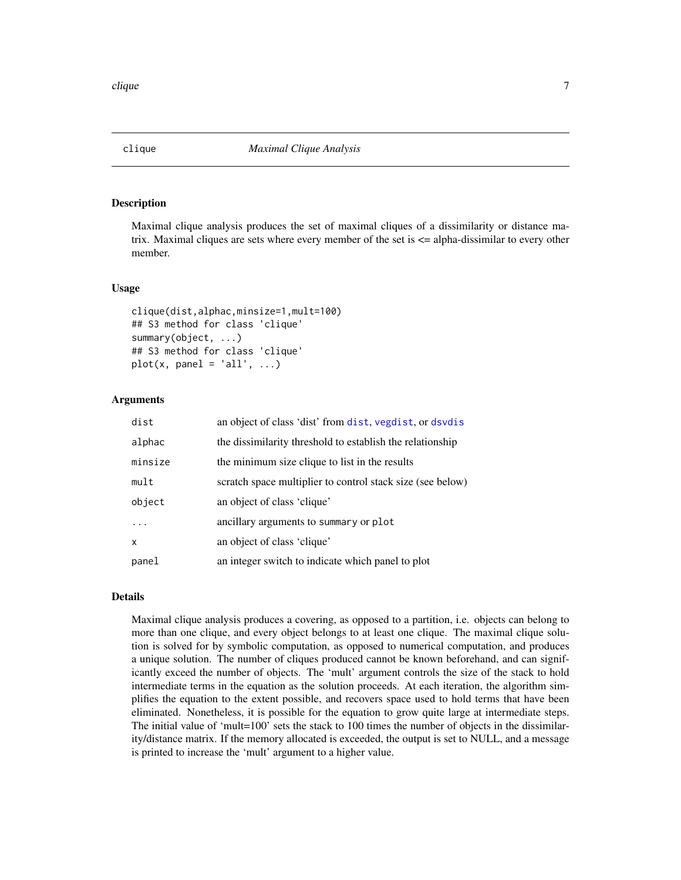clique *Maximal Clique Analysis*

## Description

Maximal clique analysis produces the set of maximal cliques of a dissimilarity or distance matrix. Maximal cliques are sets where every member of the set is <= alpha-dissimilar to every other member.

## Usage

```
clique(dist,alphac,minsize=1,mult=100)
## S3 method for class 'clique'
summary(object, ...)
## S3 method for class 'clique'
plot(x, panel = 'all', ...)
```

## Arguments

| | |
|---|---|
| `dist` | an object of class 'dist' from `dist`, `vegdist`, or `dsvdis` |
| `alphac` | the dissimilarity threshold to establish the relationship |
| `minsize` | the minimum size clique to list in the results |
| `mult` | scratch space multiplier to control stack size (see below) |
| `object` | an object of class 'clique' |
| `...` | ancillary arguments to `summary` or `plot` |
| `x` | an object of class 'clique' |
| `panel` | an integer switch to indicate which panel to plot |

## Details

Maximal clique analysis produces a covering, as opposed to a partition, i.e. objects can belong to more than one clique, and every object belongs to at least one clique. The maximal clique solution is solved for by symbolic computation, as opposed to numerical computation, and produces a unique solution. The number of cliques produced cannot be known beforehand, and can significantly exceed the number of objects. The 'mult' argument controls the size of the stack to hold intermediate terms in the equation as the solution proceeds. At each iteration, the algorithm simplifies the equation to the extent possible, and recovers space used to hold terms that have been eliminated. Nonetheless, it is possible for the equation to grow quite large at intermediate steps. The initial value of 'mult=100' sets the stack to 100 times the number of objects in the dissimilarity/distance matrix. If the memory allocated is exceeded, the output is set to NULL, and a message is printed to increase the 'mult' argument to a higher value.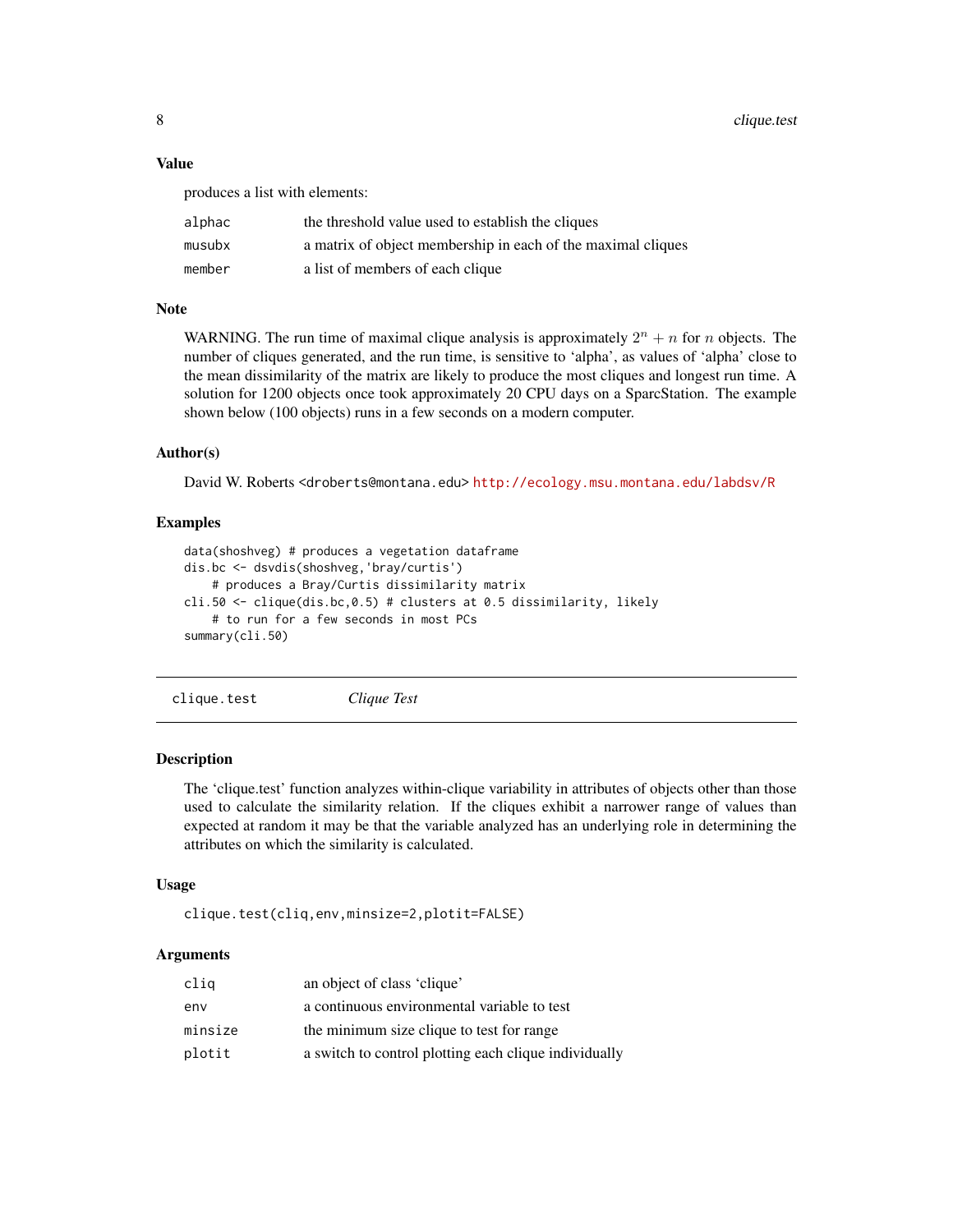### Value

produces a list with elements:

| | |
|---|---|
| alphac | the threshold value used to establish the cliques |
| musubx | a matrix of object membership in each of the maximal cliques |
| member | a list of members of each clique |

### Note

WARNING. The run time of maximal clique analysis is approximately $2^n + n$ for $n$ objects. The number of cliques generated, and the run time, is sensitive to 'alpha', as values of 'alpha' close to the mean dissimilarity of the matrix are likely to produce the most cliques and longest run time. A solution for 1200 objects once took approximately 20 CPU days on a SparcStation. The example shown below (100 objects) runs in a few seconds on a modern computer.

### Author(s)

David W. Roberts <droberts@montana.edu> http://ecology.msu.montana.edu/labdsv/R

### Examples

```
data(shoshveg) # produces a vegetation dataframe
dis.bc <- dsvdis(shoshveg,'bray/curtis')
    # produces a Bray/Curtis dissimilarity matrix
cli.50 <- clique(dis.bc,0.5) # clusters at 0.5 dissimilarity, likely
    # to run for a few seconds in most PCs
summary(cli.50)
```

---

## clique.test    *Clique Test*

---

### Description

The 'clique.test' function analyzes within-clique variability in attributes of objects other than those used to calculate the similarity relation. If the cliques exhibit a narrower range of values than expected at random it may be that the variable analyzed has an underlying role in determining the attributes on which the similarity is calculated.

### Usage

```
clique.test(cliq,env,minsize=2,plotit=FALSE)
```

### Arguments

| | |
|---|---|
| cliq | an object of class 'clique' |
| env | a continuous environmental variable to test |
| minsize | the minimum size clique to test for range |
| plotit | a switch to control plotting each clique individually |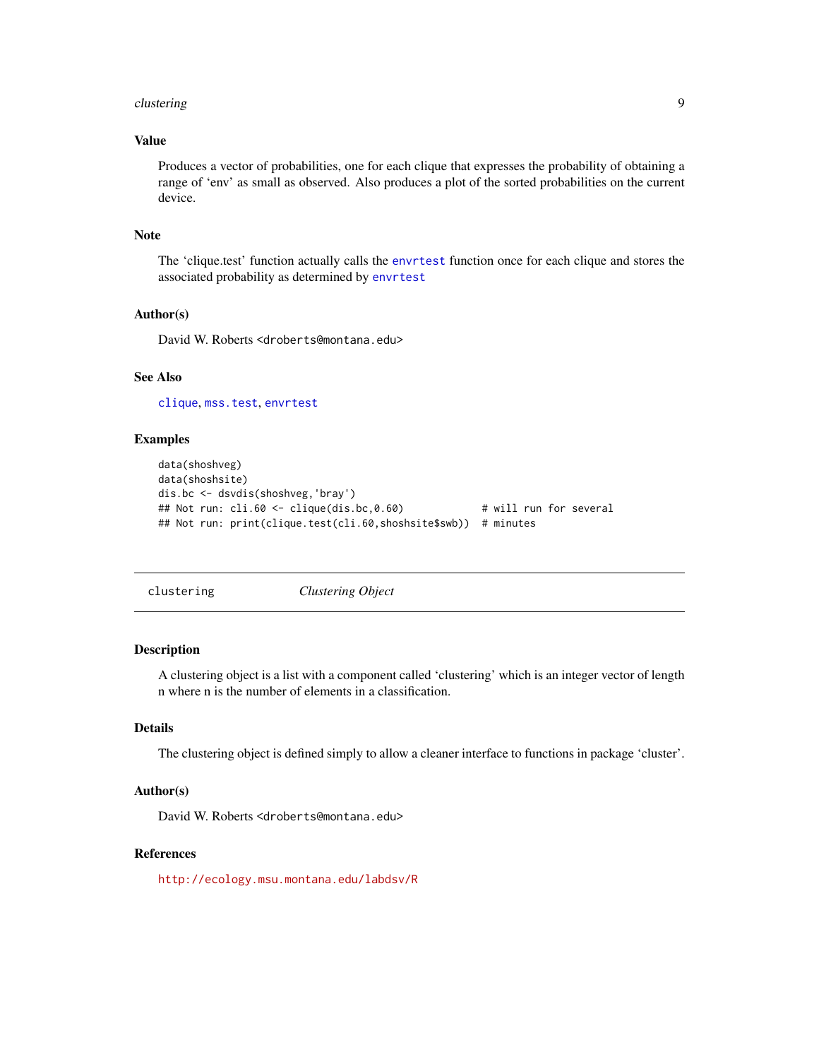### Value

Produces a vector of probabilities, one for each clique that expresses the probability of obtaining a range of 'env' as small as observed. Also produces a plot of the sorted probabilities on the current device.

### Note

The 'clique.test' function actually calls the `envrtest` function once for each clique and stores the associated probability as determined by `envrtest`

### Author(s)

David W. Roberts <droberts@montana.edu>

### See Also

`clique`, `mss.test`, `envrtest`

### Examples

```
data(shoshveg)
data(shoshsite)
dis.bc <- dsvdis(shoshveg,'bray')
## Not run: cli.60 <- clique(dis.bc,0.60)            # will run for several
## Not run: print(clique.test(cli.60,shoshsite$swb))  # minutes
```

---

## clustering *Clustering Object*

### Description

A clustering object is a list with a component called 'clustering' which is an integer vector of length n where n is the number of elements in a classification.

### Details

The clustering object is defined simply to allow a cleaner interface to functions in package 'cluster'.

### Author(s)

David W. Roberts <droberts@montana.edu>

### References

http://ecology.msu.montana.edu/labdsv/R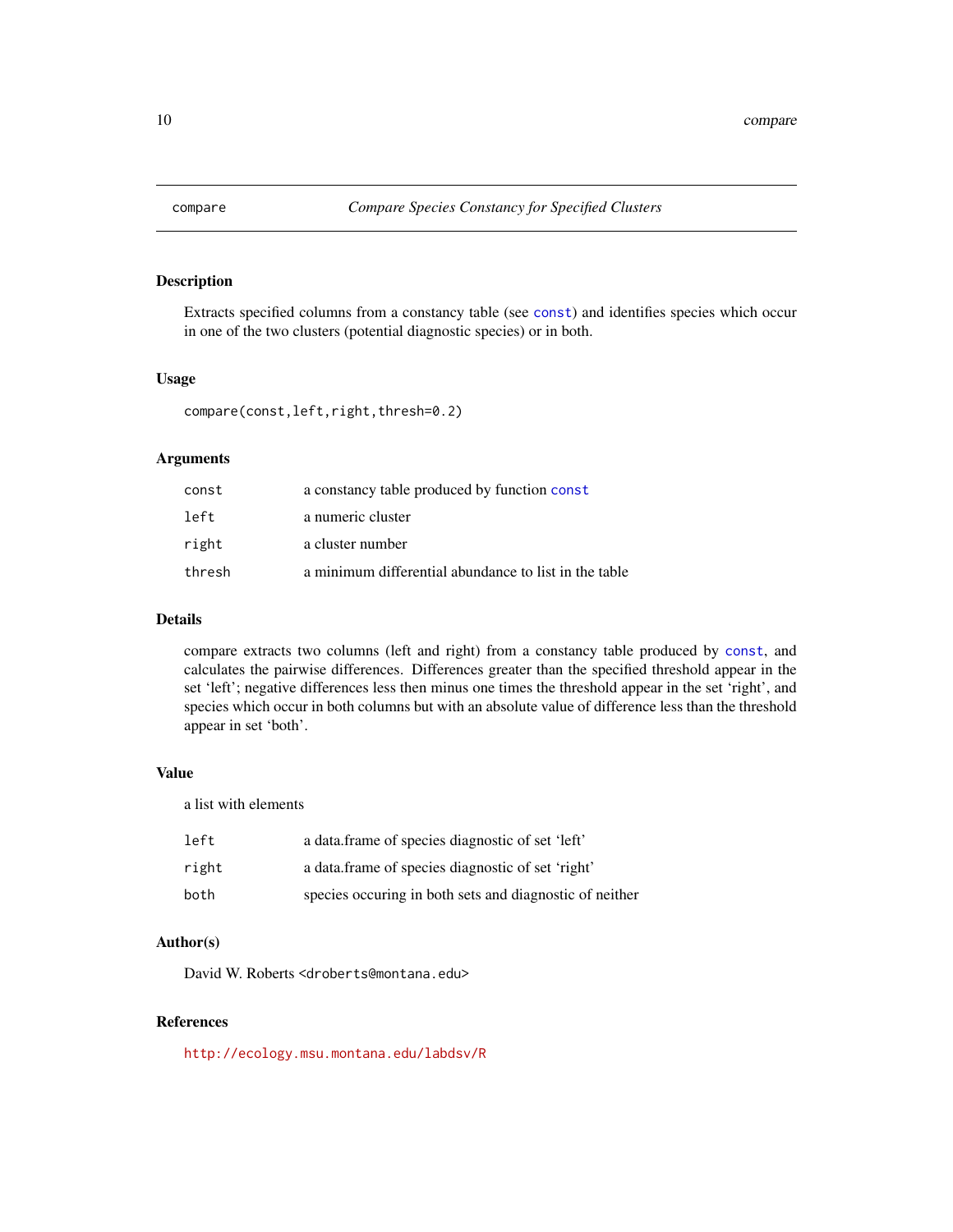# compare — Compare Species Constancy for Specified Clusters

## Description

Extracts specified columns from a constancy table (see `const`) and identifies species which occur in one of the two clusters (potential diagnostic species) or in both.

## Usage

```
compare(const,left,right,thresh=0.2)
```

## Arguments

| | |
|---|---|
| `const` | a constancy table produced by function `const` |
| `left` | a numeric cluster |
| `right` | a cluster number |
| `thresh` | a minimum differential abundance to list in the table |

## Details

compare extracts two columns (left and right) from a constancy table produced by `const`, and calculates the pairwise differences. Differences greater than the specified threshold appear in the set 'left'; negative differences less then minus one times the threshold appear in the set 'right', and species which occur in both columns but with an absolute value of difference less than the threshold appear in set 'both'.

## Value

a list with elements

| | |
|---|---|
| `left` | a data.frame of species diagnostic of set 'left' |
| `right` | a data.frame of species diagnostic of set 'right' |
| `both` | species occuring in both sets and diagnostic of neither |

## Author(s)

David W. Roberts <droberts@montana.edu>

## References

http://ecology.msu.montana.edu/labdsv/R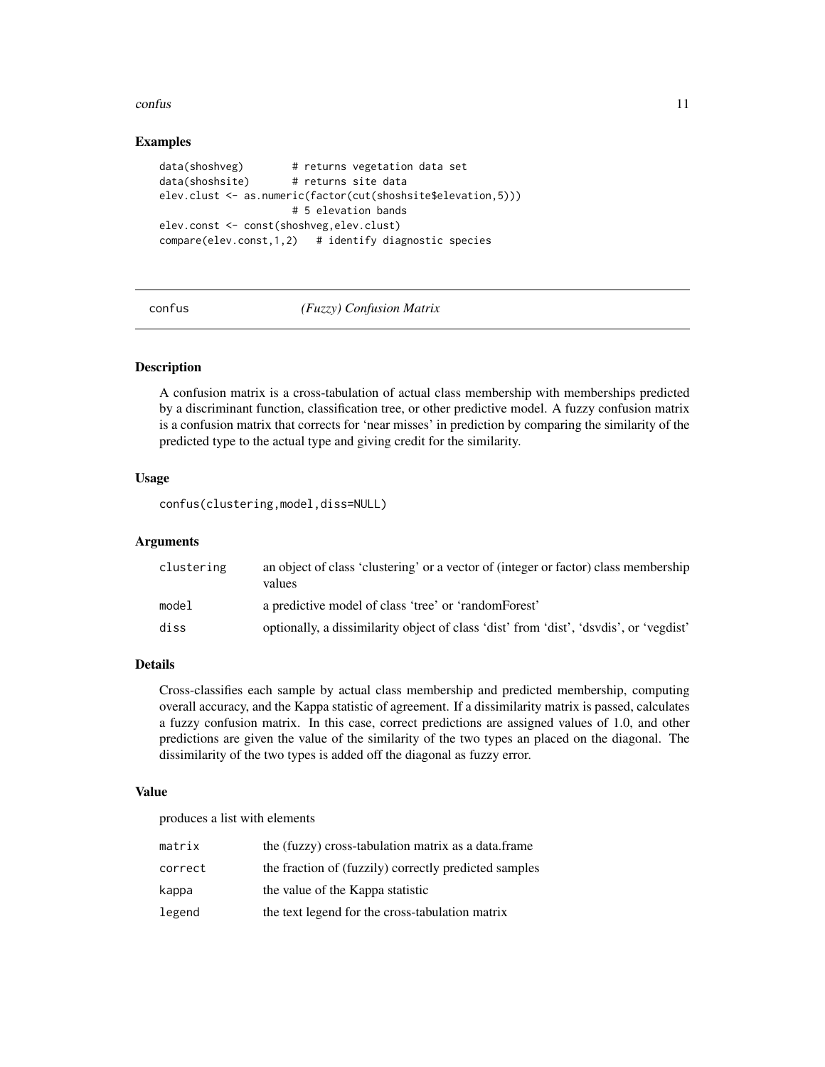## Examples

```
data(shoshveg)        # returns vegetation data set
data(shoshsite)       # returns site data
elev.clust <- as.numeric(factor(cut(shoshsite$elevation,5)))
                      # 5 elevation bands
elev.const <- const(shoshveg,elev.clust)
compare(elev.const,1,2)   # identify diagnostic species
```

---

# confus *(Fuzzy) Confusion Matrix*

---

## Description

A confusion matrix is a cross-tabulation of actual class membership with memberships predicted by a discriminant function, classification tree, or other predictive model. A fuzzy confusion matrix is a confusion matrix that corrects for 'near misses' in prediction by comparing the similarity of the predicted type to the actual type and giving credit for the similarity.

## Usage

```
confus(clustering,model,diss=NULL)
```

## Arguments

| | |
|---|---|
| clustering | an object of class 'clustering' or a vector of (integer or factor) class membership values |
| model | a predictive model of class 'tree' or 'randomForest' |
| diss | optionally, a dissimilarity object of class 'dist' from 'dist', 'dsvdis', or 'vegdist' |

## Details

Cross-classifies each sample by actual class membership and predicted membership, computing overall accuracy, and the Kappa statistic of agreement. If a dissimilarity matrix is passed, calculates a fuzzy confusion matrix. In this case, correct predictions are assigned values of 1.0, and other predictions are given the value of the similarity of the two types an placed on the diagonal. The dissimilarity of the two types is added off the diagonal as fuzzy error.

## Value

produces a list with elements

| | |
|---|---|
| matrix | the (fuzzy) cross-tabulation matrix as a data.frame |
| correct | the fraction of (fuzzily) correctly predicted samples |
| kappa | the value of the Kappa statistic |
| legend | the text legend for the cross-tabulation matrix |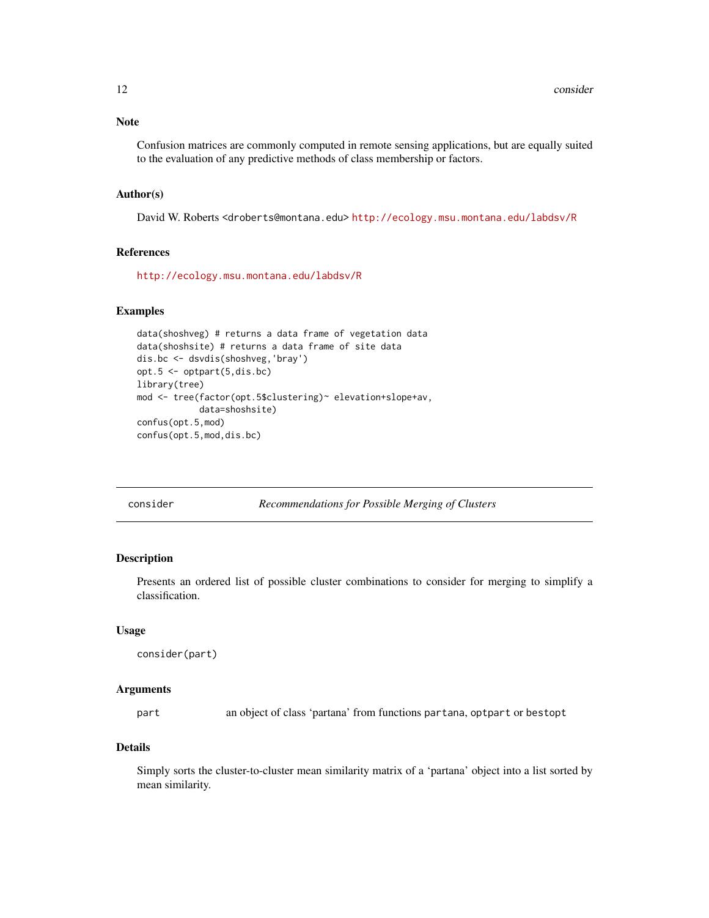### Note

Confusion matrices are commonly computed in remote sensing applications, but are equally suited to the evaluation of any predictive methods of class membership or factors.

### Author(s)

David W. Roberts <droberts@montana.edu> http://ecology.msu.montana.edu/labdsv/R

### References

http://ecology.msu.montana.edu/labdsv/R

### Examples

```
data(shoshveg) # returns a data frame of vegetation data
data(shoshsite) # returns a data frame of site data
dis.bc <- dsvdis(shoshveg,'bray')
opt.5 <- optpart(5,dis.bc)
library(tree)
mod <- tree(factor(opt.5$clustering)~ elevation+slope+av,
            data=shoshsite)
confus(opt.5,mod)
confus(opt.5,mod,dis.bc)
```

---

## consider *Recommendations for Possible Merging of Clusters*

### Description

Presents an ordered list of possible cluster combinations to consider for merging to simplify a classification.

### Usage

```
consider(part)
```

### Arguments

| | |
|---|---|
| `part` | an object of class 'partana' from functions `partana`, `optpart` or `bestopt` |

### Details

Simply sorts the cluster-to-cluster mean similarity matrix of a 'partana' object into a list sorted by mean similarity.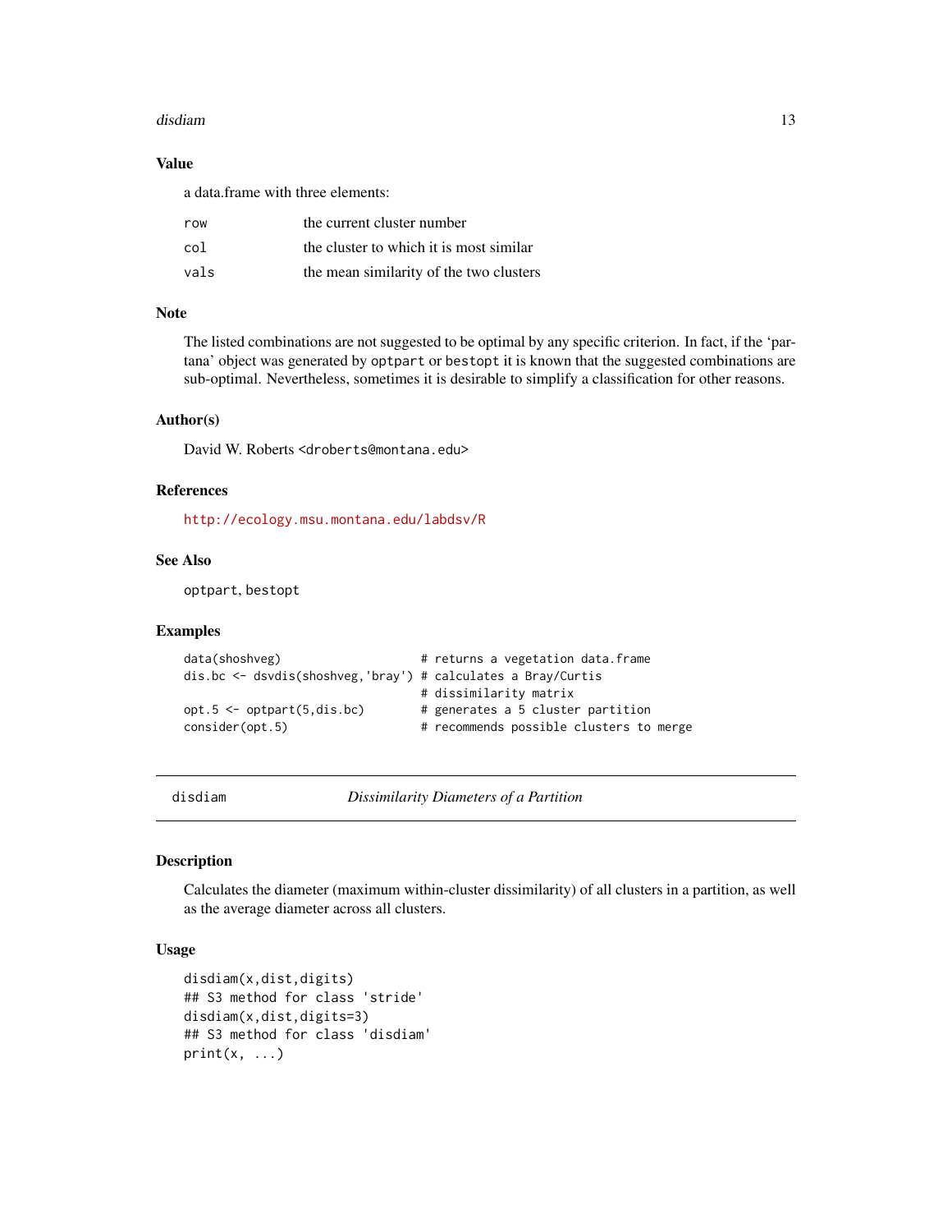## Value

a data.frame with three elements:

| | |
|---|---|
| row | the current cluster number |
| col | the cluster to which it is most similar |
| vals | the mean similarity of the two clusters |

## Note

The listed combinations are not suggested to be optimal by any specific criterion. In fact, if the 'partana' object was generated by `optpart` or `bestopt` it is known that the suggested combinations are sub-optimal. Nevertheless, sometimes it is desirable to simplify a classification for other reasons.

## Author(s)

David W. Roberts <droberts@montana.edu>

## References

http://ecology.msu.montana.edu/labdsv/R

## See Also

`optpart`, `bestopt`

## Examples

```
data(shoshveg)                    # returns a vegetation data.frame
dis.bc <- dsvdis(shoshveg,'bray') # calculates a Bray/Curtis
                                  # dissimilarity matrix
opt.5 <- optpart(5,dis.bc)        # generates a 5 cluster partition
consider(opt.5)                   # recommends possible clusters to merge
```

---

# disdiam — *Dissimilarity Diameters of a Partition*

## Description

Calculates the diameter (maximum within-cluster dissimilarity) of all clusters in a partition, as well as the average diameter across all clusters.

## Usage

```
disdiam(x,dist,digits)
## S3 method for class 'stride'
disdiam(x,dist,digits=3)
## S3 method for class 'disdiam'
print(x, ...)
```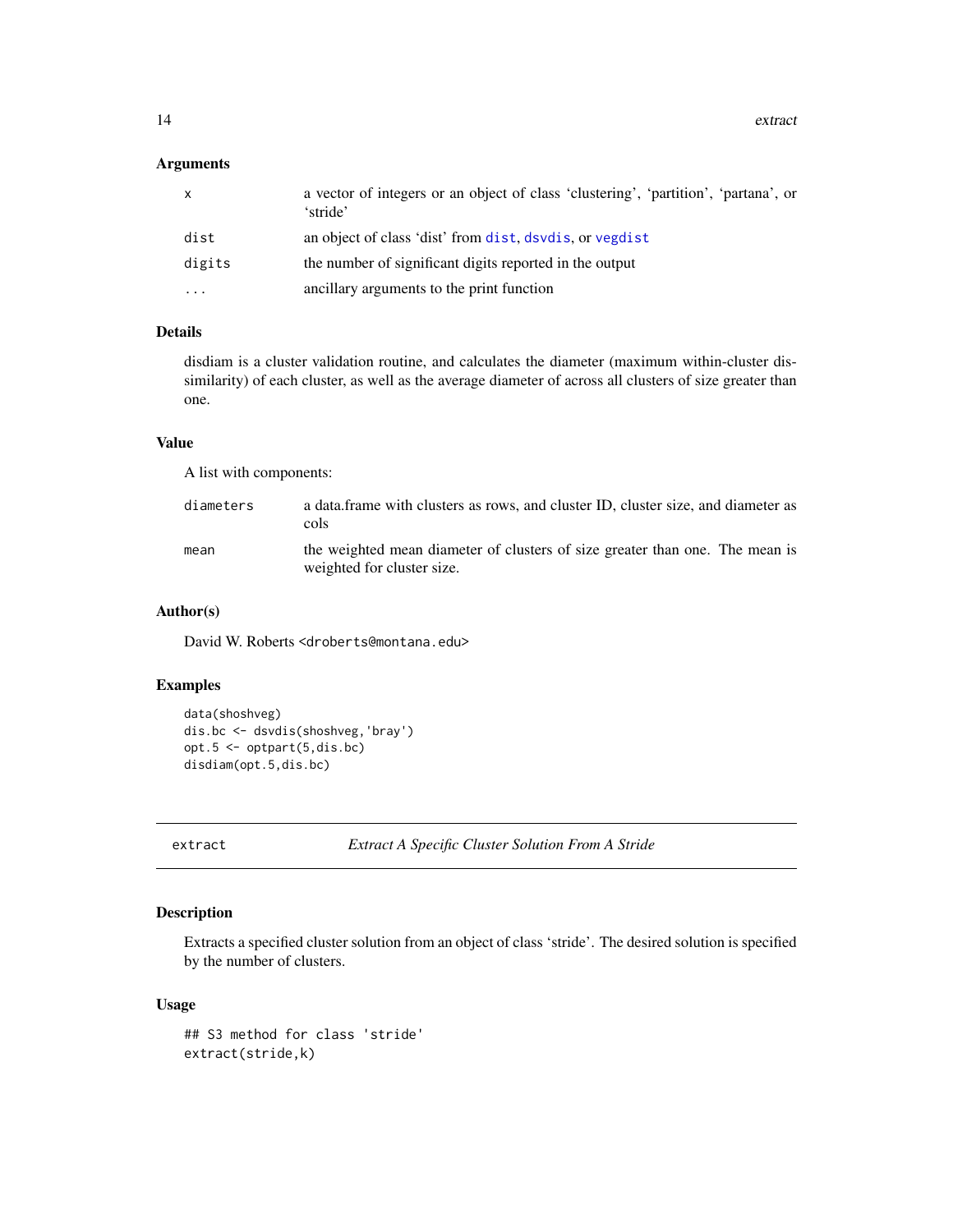### Arguments

| | |
|---|---|
| x | a vector of integers or an object of class 'clustering', 'partition', 'partana', or 'stride' |
| dist | an object of class 'dist' from dist, dsvdis, or vegdist |
| digits | the number of significant digits reported in the output |
| ... | ancillary arguments to the print function |

### Details

disdiam is a cluster validation routine, and calculates the diameter (maximum within-cluster dissimilarity) of each cluster, as well as the average diameter of across all clusters of size greater than one.

### Value

A list with components:

| | |
|---|---|
| diameters | a data.frame with clusters as rows, and cluster ID, cluster size, and diameter as cols |
| mean | the weighted mean diameter of clusters of size greater than one. The mean is weighted for cluster size. |

### Author(s)

David W. Roberts <droberts@montana.edu>

### Examples

```
data(shoshveg)
dis.bc <- dsvdis(shoshveg,'bray')
opt.5 <- optpart(5,dis.bc)
disdiam(opt.5,dis.bc)
```

---

## extract — *Extract A Specific Cluster Solution From A Stride*

### Description

Extracts a specified cluster solution from an object of class 'stride'. The desired solution is specified by the number of clusters.

### Usage

```
## S3 method for class 'stride'
extract(stride,k)
```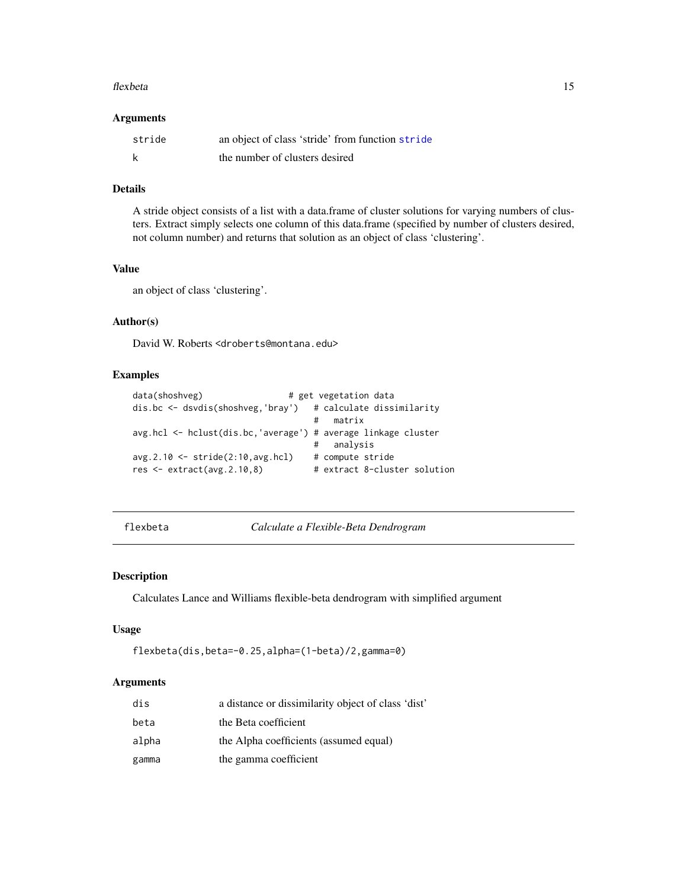### Arguments

| | |
|---|---|
| `stride` | an object of class 'stride' from function `stride` |
| `k` | the number of clusters desired |

### Details

A stride object consists of a list with a data.frame of cluster solutions for varying numbers of clusters. Extract simply selects one column of this data.frame (specified by number of clusters desired, not column number) and returns that solution as an object of class 'clustering'.

### Value

an object of class 'clustering'.

### Author(s)

David W. Roberts <droberts@montana.edu>

### Examples

```
data(shoshveg)                 # get vegetation data
dis.bc <- dsvdis(shoshveg,'bray')   # calculate dissimilarity
                                    #   matrix
avg.hcl <- hclust(dis.bc,'average') # average linkage cluster
                                    #   analysis
avg.2.10 <- stride(2:10,avg.hcl)    # compute stride
res <- extract(avg.2.10,8)          # extract 8-cluster solution
```

---

## flexbeta — *Calculate a Flexible-Beta Dendrogram*

### Description

Calculates Lance and Williams flexible-beta dendrogram with simplified argument

### Usage

```
flexbeta(dis,beta=-0.25,alpha=(1-beta)/2,gamma=0)
```

### Arguments

| | |
|---|---|
| `dis` | a distance or dissimilarity object of class 'dist' |
| `beta` | the Beta coefficient |
| `alpha` | the Alpha coefficients (assumed equal) |
| `gamma` | the gamma coefficient |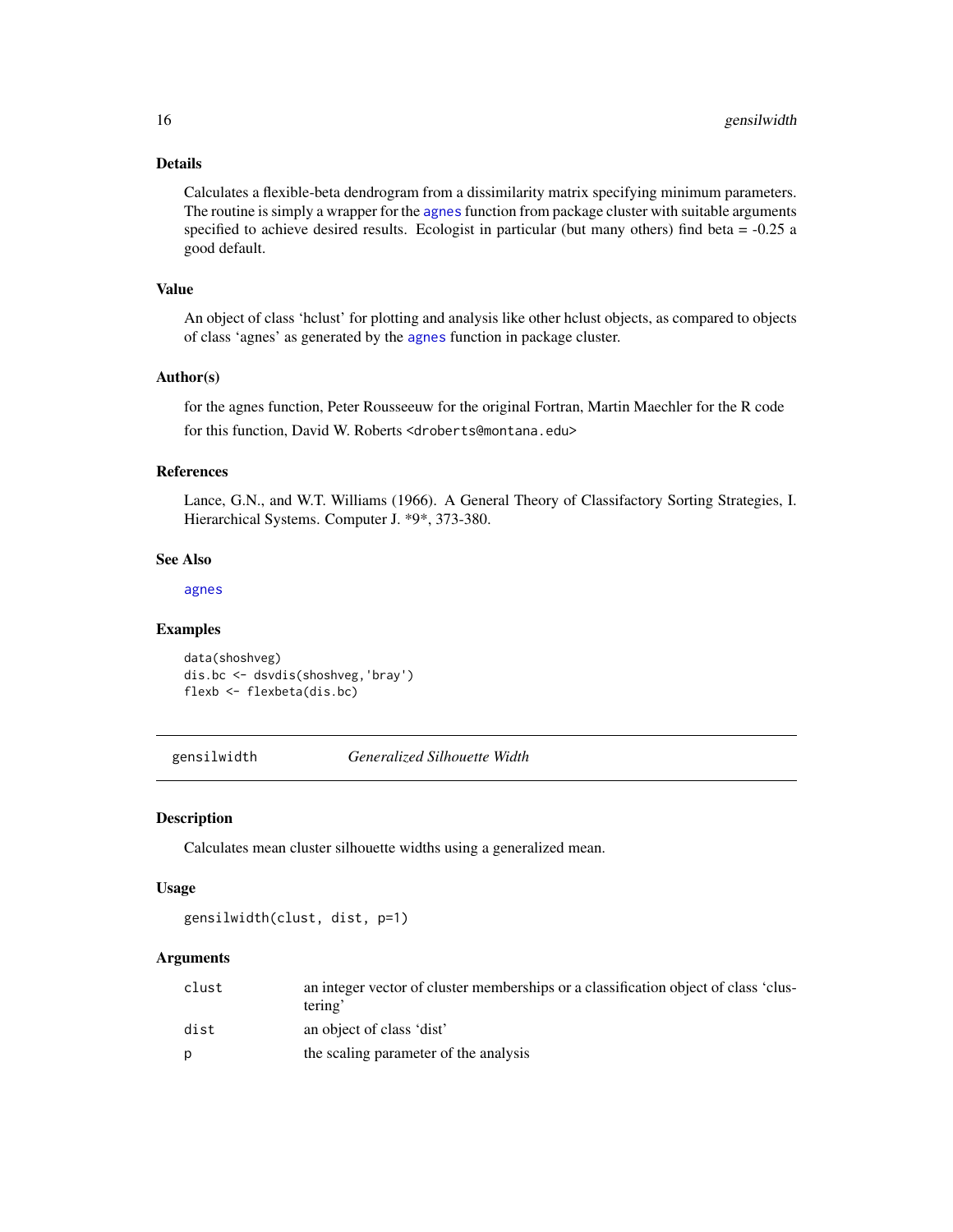### Details

Calculates a flexible-beta dendrogram from a dissimilarity matrix specifying minimum parameters. The routine is simply a wrapper for the `agnes` function from package cluster with suitable arguments specified to achieve desired results. Ecologist in particular (but many others) find beta = -0.25 a good default.

### Value

An object of class 'hclust' for plotting and analysis like other hclust objects, as compared to objects of class 'agnes' as generated by the `agnes` function in package cluster.

### Author(s)

for the agnes function, Peter Rousseeuw for the original Fortran, Martin Maechler for the R code

for this function, David W. Roberts <droberts@montana.edu>

### References

Lance, G.N., and W.T. Williams (1966). A General Theory of Classifactory Sorting Strategies, I. Hierarchical Systems. Computer J. *9*, 373-380.

### See Also

`agnes`

### Examples

```
data(shoshveg)
dis.bc <- dsvdis(shoshveg,'bray')
flexb <- flexbeta(dis.bc)
```

---

## gensilwidth — *Generalized Silhouette Width*

### Description

Calculates mean cluster silhouette widths using a generalized mean.

### Usage

```
gensilwidth(clust, dist, p=1)
```

### Arguments

| | |
|---|---|
| `clust` | an integer vector of cluster memberships or a classification object of class 'clustering' |
| `dist` | an object of class 'dist' |
| `p` | the scaling parameter of the analysis |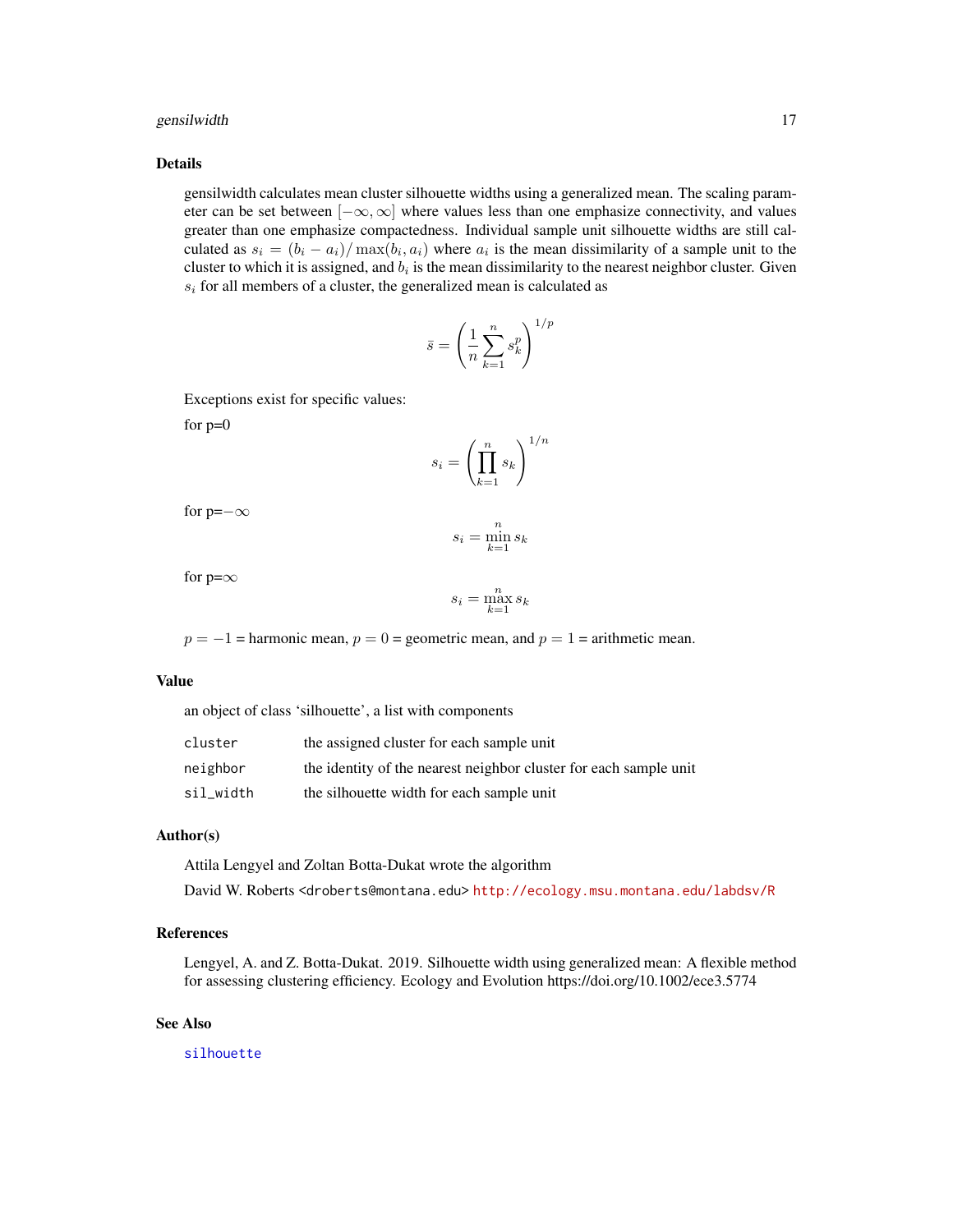## Details

gensilwidth calculates mean cluster silhouette widths using a generalized mean. The scaling parameter can be set between $[-\infty, \infty]$ where values less than one emphasize connectivity, and values greater than one emphasize compactedness. Individual sample unit silhouette widths are still calculated as $s_i = (b_i - a_i)/\max(b_i, a_i)$ where $a_i$ is the mean dissimilarity of a sample unit to the cluster to which it is assigned, and $b_i$ is the mean dissimilarity to the nearest neighbor cluster. Given $s_i$ for all members of a cluster, the generalized mean is calculated as

$$\bar{s} = \left( \frac{1}{n} \sum_{k=1}^{n} s_k^p \right)^{1/p}$$

Exceptions exist for specific values:

for p=0

$$s_i = \left( \prod_{k=1}^{n} s_k \right)^{1/n}$$

for p=$-\infty$

$$s_i = \min_{k=1}^{n} s_k$$

for p=$\infty$

$$s_i = \max_{k=1}^{n} s_k$$

$p = -1$ = harmonic mean, $p = 0$ = geometric mean, and $p = 1$ = arithmetic mean.

## Value

an object of class 'silhouette', a list with components

| | |
|---|---|
| cluster | the assigned cluster for each sample unit |
| neighbor | the identity of the nearest neighbor cluster for each sample unit |
| sil_width | the silhouette width for each sample unit |

## Author(s)

Attila Lengyel and Zoltan Botta-Dukat wrote the algorithm

David W. Roberts <droberts@montana.edu> http://ecology.msu.montana.edu/labdsv/R

## References

Lengyel, A. and Z. Botta-Dukat. 2019. Silhouette width using generalized mean: A flexible method for assessing clustering efficiency. Ecology and Evolution https://doi.org/10.1002/ece3.5774

## See Also

silhouette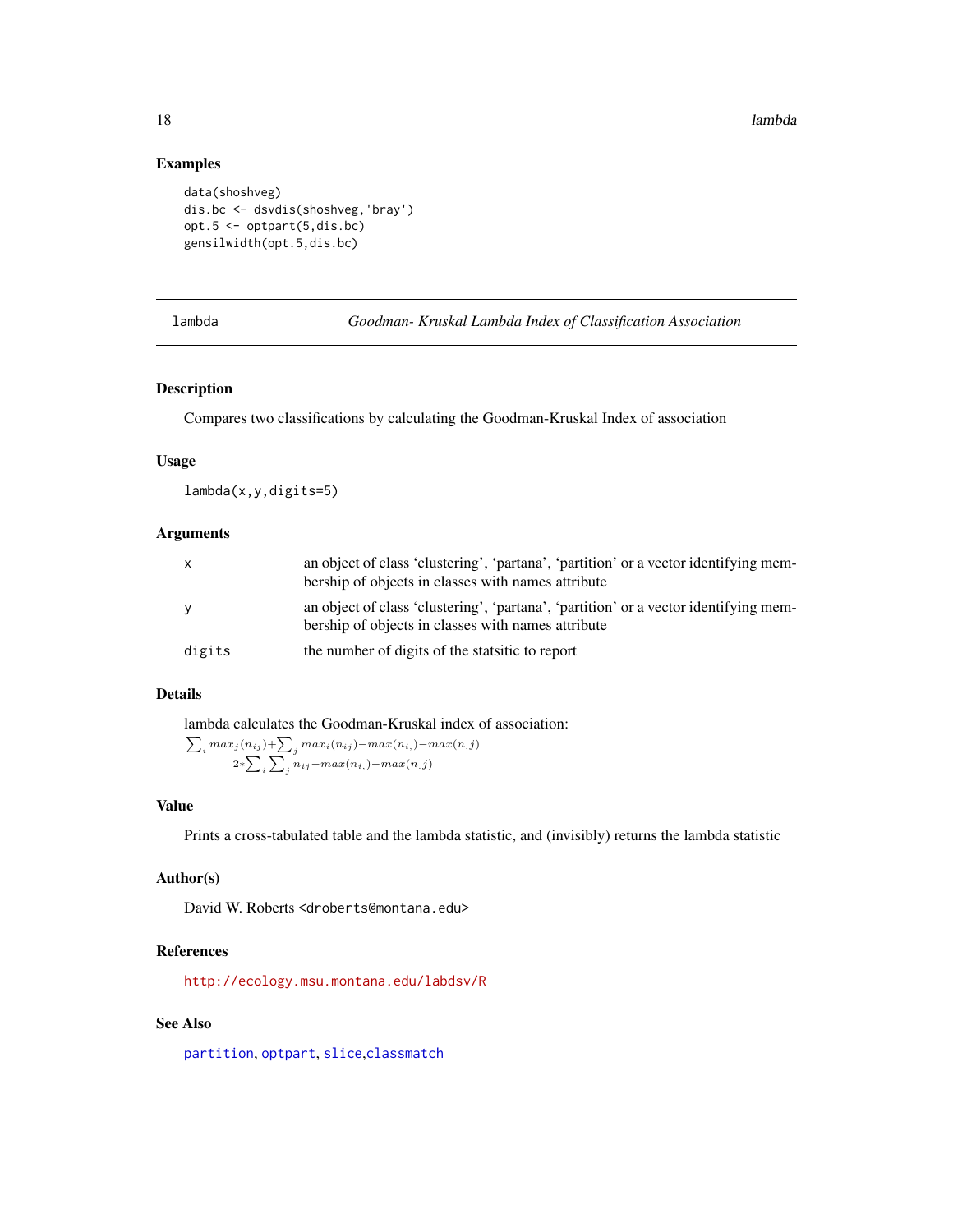## Examples

```
data(shoshveg)
dis.bc <- dsvdis(shoshveg,'bray')
opt.5 <- optpart(5,dis.bc)
gensilwidth(opt.5,dis.bc)
```

---

# lambda — *Goodman- Kruskal Lambda Index of Classification Association*

## Description

Compares two classifications by calculating the Goodman-Kruskal Index of association

## Usage

```
lambda(x,y,digits=5)
```

## Arguments

| | |
|---|---|
| x | an object of class 'clustering', 'partana', 'partition' or a vector identifying membership of objects in classes with names attribute |
| y | an object of class 'clustering', 'partana', 'partition' or a vector identifying membership of objects in classes with names attribute |
| digits | the number of digits of the statsitic to report |

## Details

lambda calculates the Goodman-Kruskal index of association:

$$\frac{\sum_i max_j(n_{ij}) + \sum_j max_i(n_{ij}) - max(n_{i,}) - max(n_{.j})}{2 * \sum_i \sum_j n_{ij} - max(n_{i,}) - max(n_{.j})}$$

## Value

Prints a cross-tabulated table and the lambda statistic, and (invisibly) returns the lambda statistic

## Author(s)

David W. Roberts <droberts@montana.edu>

## References

http://ecology.msu.montana.edu/labdsv/R

## See Also

partition, optpart, slice,classmatch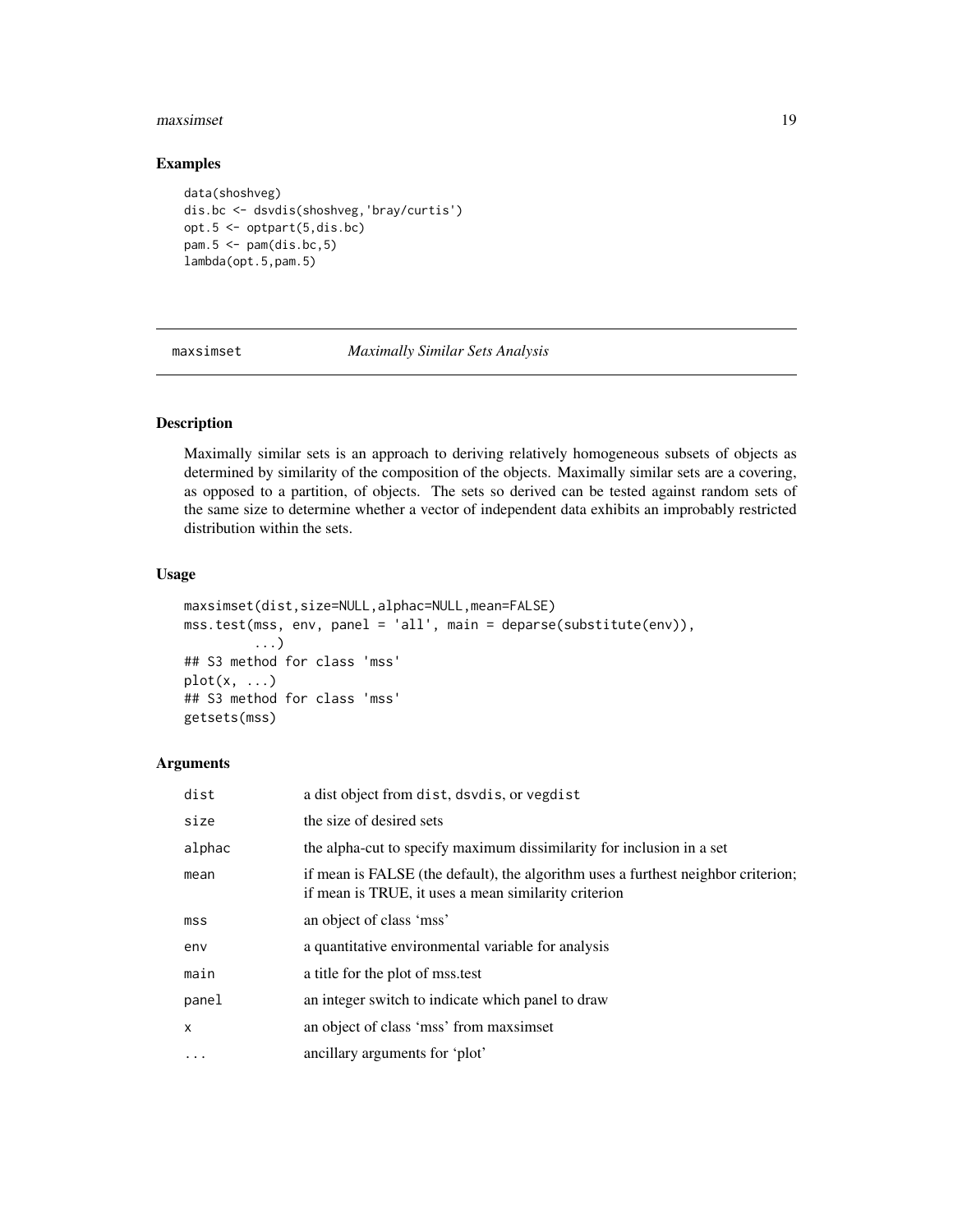## Examples

```
data(shoshveg)
dis.bc <- dsvdis(shoshveg,'bray/curtis')
opt.5 <- optpart(5,dis.bc)
pam.5 <- pam(dis.bc,5)
lambda(opt.5,pam.5)
```

---

# maxsimset *Maximally Similar Sets Analysis*

## Description

Maximally similar sets is an approach to deriving relatively homogeneous subsets of objects as determined by similarity of the composition of the objects. Maximally similar sets are a covering, as opposed to a partition, of objects. The sets so derived can be tested against random sets of the same size to determine whether a vector of independent data exhibits an improbably restricted distribution within the sets.

## Usage

```
maxsimset(dist,size=NULL,alphac=NULL,mean=FALSE)
mss.test(mss, env, panel = 'all', main = deparse(substitute(env)),
        ...)
## S3 method for class 'mss'
plot(x, ...)
## S3 method for class 'mss'
getsets(mss)
```

## Arguments

| | |
|---|---|
| dist | a dist object from dist, dsvdis, or vegdist |
| size | the size of desired sets |
| alphac | the alpha-cut to specify maximum dissimilarity for inclusion in a set |
| mean | if mean is FALSE (the default), the algorithm uses a furthest neighbor criterion; if mean is TRUE, it uses a mean similarity criterion |
| mss | an object of class 'mss' |
| env | a quantitative environmental variable for analysis |
| main | a title for the plot of mss.test |
| panel | an integer switch to indicate which panel to draw |
| x | an object of class 'mss' from maxsimset |
| ... | ancillary arguments for 'plot' |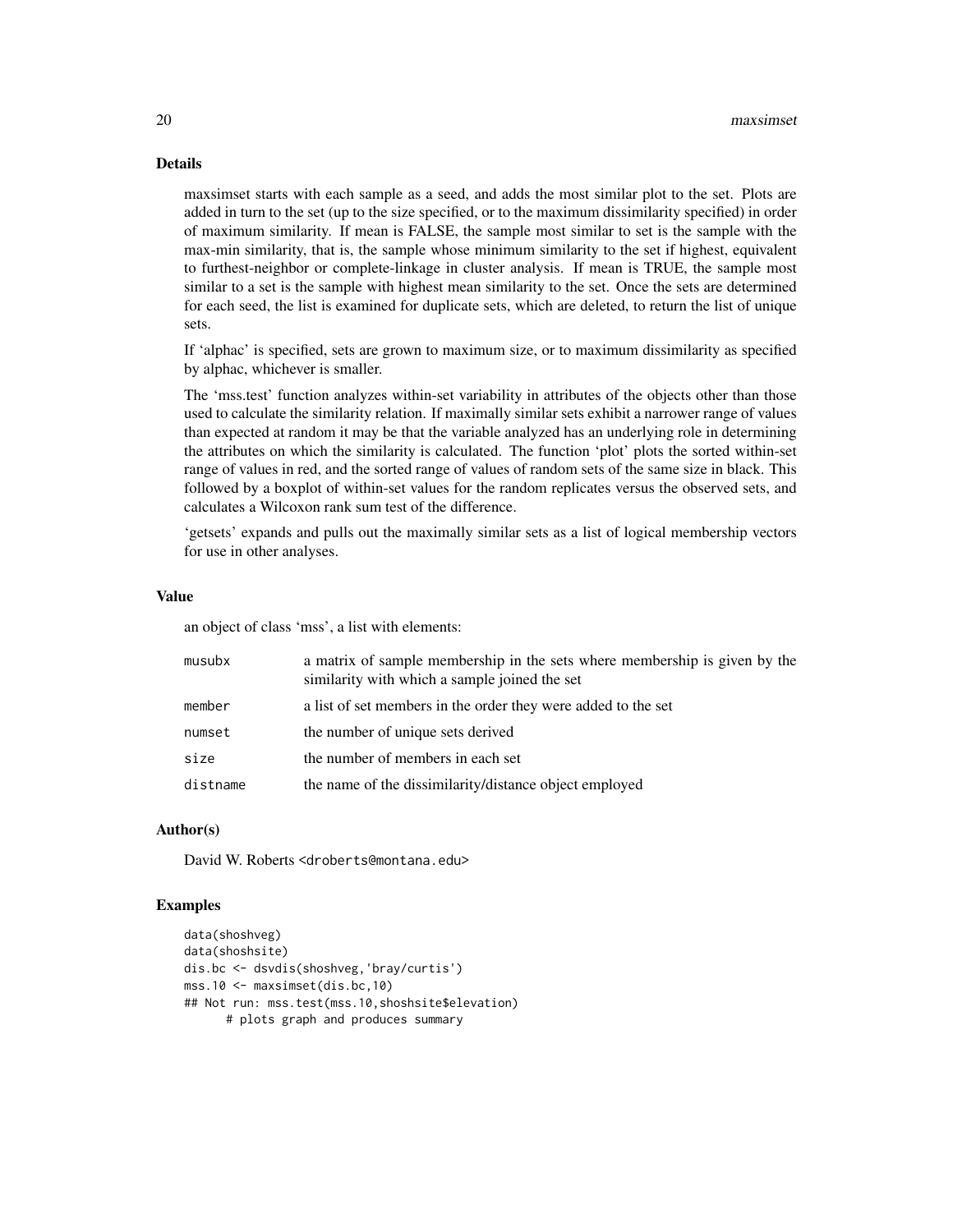## Details

maxsimset starts with each sample as a seed, and adds the most similar plot to the set. Plots are added in turn to the set (up to the size specified, or to the maximum dissimilarity specified) in order of maximum similarity. If mean is FALSE, the sample most similar to set is the sample with the max-min similarity, that is, the sample whose minimum similarity to the set if highest, equivalent to furthest-neighbor or complete-linkage in cluster analysis. If mean is TRUE, the sample most similar to a set is the sample with highest mean similarity to the set. Once the sets are determined for each seed, the list is examined for duplicate sets, which are deleted, to return the list of unique sets.

If 'alphac' is specified, sets are grown to maximum size, or to maximum dissimilarity as specified by alphac, whichever is smaller.

The 'mss.test' function analyzes within-set variability in attributes of the objects other than those used to calculate the similarity relation. If maximally similar sets exhibit a narrower range of values than expected at random it may be that the variable analyzed has an underlying role in determining the attributes on which the similarity is calculated. The function 'plot' plots the sorted within-set range of values in red, and the sorted range of values of random sets of the same size in black. This followed by a boxplot of within-set values for the random replicates versus the observed sets, and calculates a Wilcoxon rank sum test of the difference.

'getsets' expands and pulls out the maximally similar sets as a list of logical membership vectors for use in other analyses.

## Value

an object of class 'mss', a list with elements:

| | |
|---|---|
| musubx | a matrix of sample membership in the sets where membership is given by the similarity with which a sample joined the set |
| member | a list of set members in the order they were added to the set |
| numset | the number of unique sets derived |
| size | the number of members in each set |
| distname | the name of the dissimilarity/distance object employed |

## Author(s)

David W. Roberts <droberts@montana.edu>

## Examples

```
data(shoshveg)
data(shoshsite)
dis.bc <- dsvdis(shoshveg,'bray/curtis')
mss.10 <- maxsimset(dis.bc,10)
## Not run: mss.test(mss.10,shoshsite$elevation)
      # plots graph and produces summary
```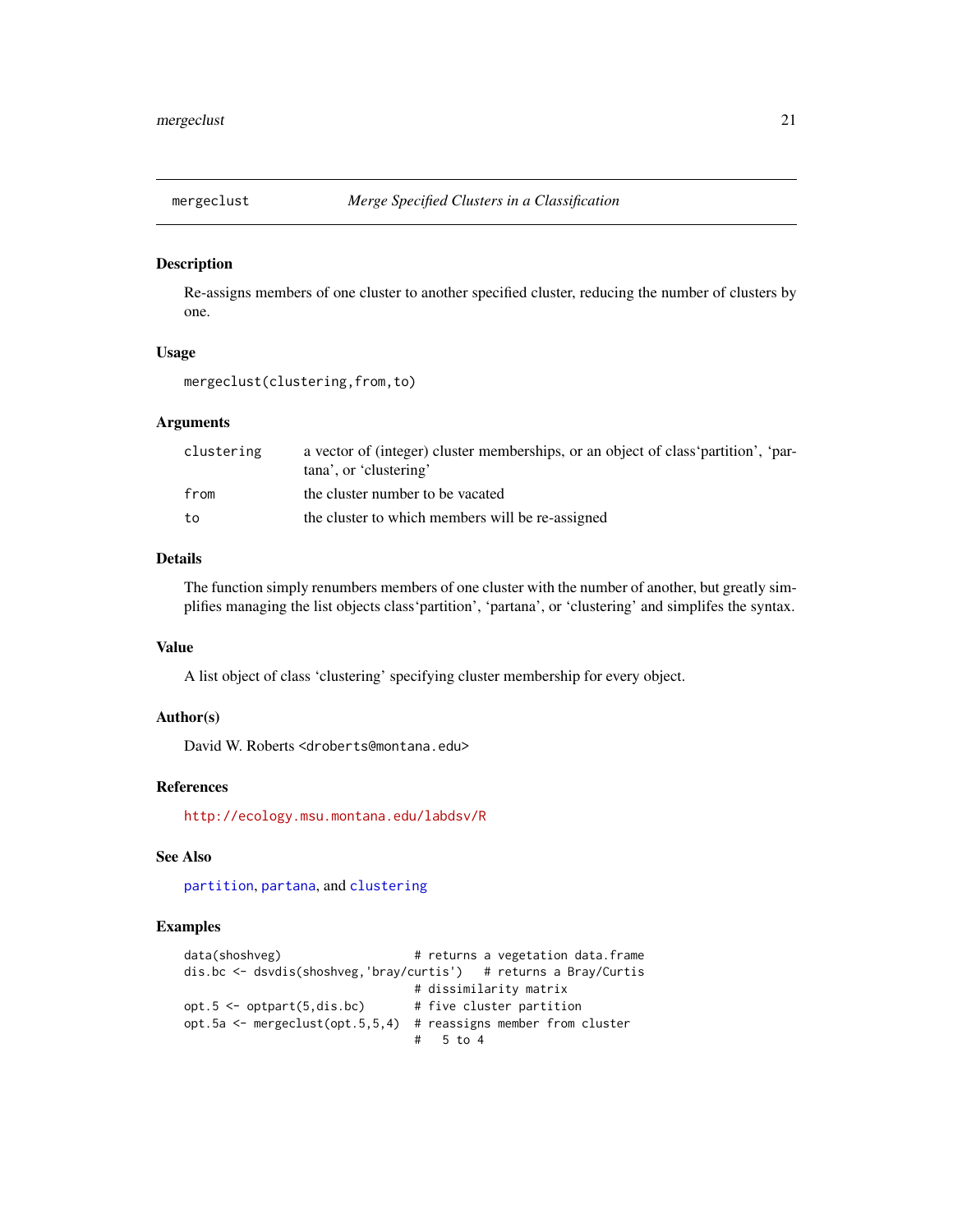## mergeclust — *Merge Specified Clusters in a Classification*

### Description

Re-assigns members of one cluster to another specified cluster, reducing the number of clusters by one.

### Usage

```
mergeclust(clustering,from,to)
```

### Arguments

| | |
|---|---|
| `clustering` | a vector of (integer) cluster memberships, or an object of class'partition', 'partana', or 'clustering' |
| `from` | the cluster number to be vacated |
| `to` | the cluster to which members will be re-assigned |

### Details

The function simply renumbers members of one cluster with the number of another, but greatly simplifies managing the list objects class'partition', 'partana', or 'clustering' and simplifes the syntax.

### Value

A list object of class 'clustering' specifying cluster membership for every object.

### Author(s)

David W. Roberts <droberts@montana.edu>

### References

http://ecology.msu.montana.edu/labdsv/R

### See Also

partition, partana, and clustering

### Examples

```
data(shoshveg)                   # returns a vegetation data.frame
dis.bc <- dsvdis(shoshveg,'bray/curtis')   # returns a Bray/Curtis
                                 # dissimilarity matrix
opt.5 <- optpart(5,dis.bc)       # five cluster partition
opt.5a <- mergeclust(opt.5,5,4)  # reassigns member from cluster
                                 #   5 to 4
```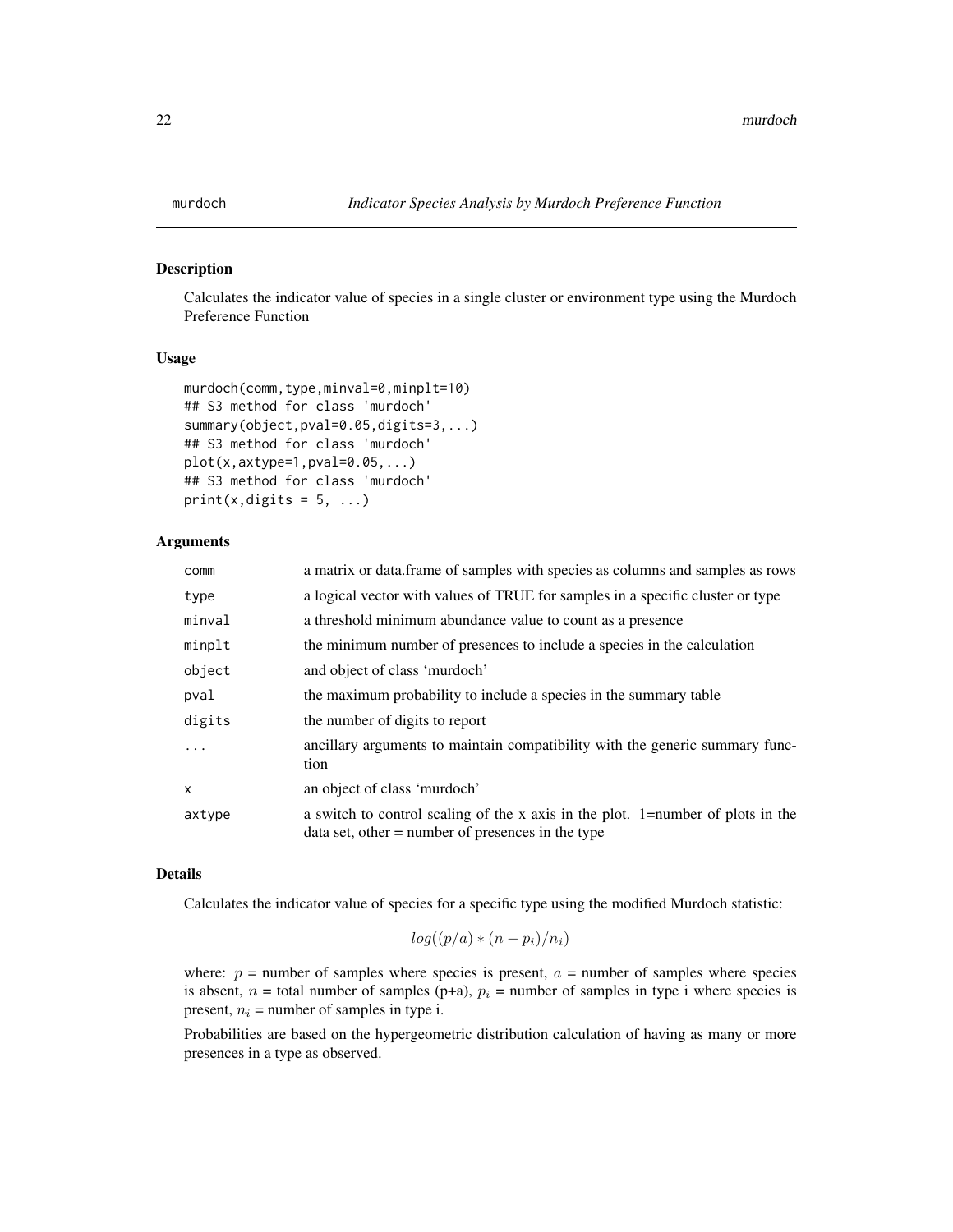# murdoch — *Indicator Species Analysis by Murdoch Preference Function*

## Description

Calculates the indicator value of species in a single cluster or environment type using the Murdoch Preference Function

## Usage

```
murdoch(comm,type,minval=0,minplt=10)
## S3 method for class 'murdoch'
summary(object,pval=0.05,digits=3,...)
## S3 method for class 'murdoch'
plot(x,axtype=1,pval=0.05,...)
## S3 method for class 'murdoch'
print(x,digits = 5, ...)
```

## Arguments

| | |
|---|---|
| comm | a matrix or data.frame of samples with species as columns and samples as rows |
| type | a logical vector with values of TRUE for samples in a specific cluster or type |
| minval | a threshold minimum abundance value to count as a presence |
| minplt | the minimum number of presences to include a species in the calculation |
| object | and object of class 'murdoch' |
| pval | the maximum probability to include a species in the summary table |
| digits | the number of digits to report |
| ... | ancillary arguments to maintain compatibility with the generic summary function |
| x | an object of class 'murdoch' |
| axtype | a switch to control scaling of the x axis in the plot. 1=number of plots in the data set, other = number of presences in the type |

## Details

Calculates the indicator value of species for a specific type using the modified Murdoch statistic:

$$log((p/a) * (n - p_i)/n_i)$$

where: $p$ = number of samples where species is present, $a$ = number of samples where species is absent, $n$ = total number of samples (p+a), $p_i$ = number of samples in type i where species is present, $n_i$ = number of samples in type i.

Probabilities are based on the hypergeometric distribution calculation of having as many or more presences in a type as observed.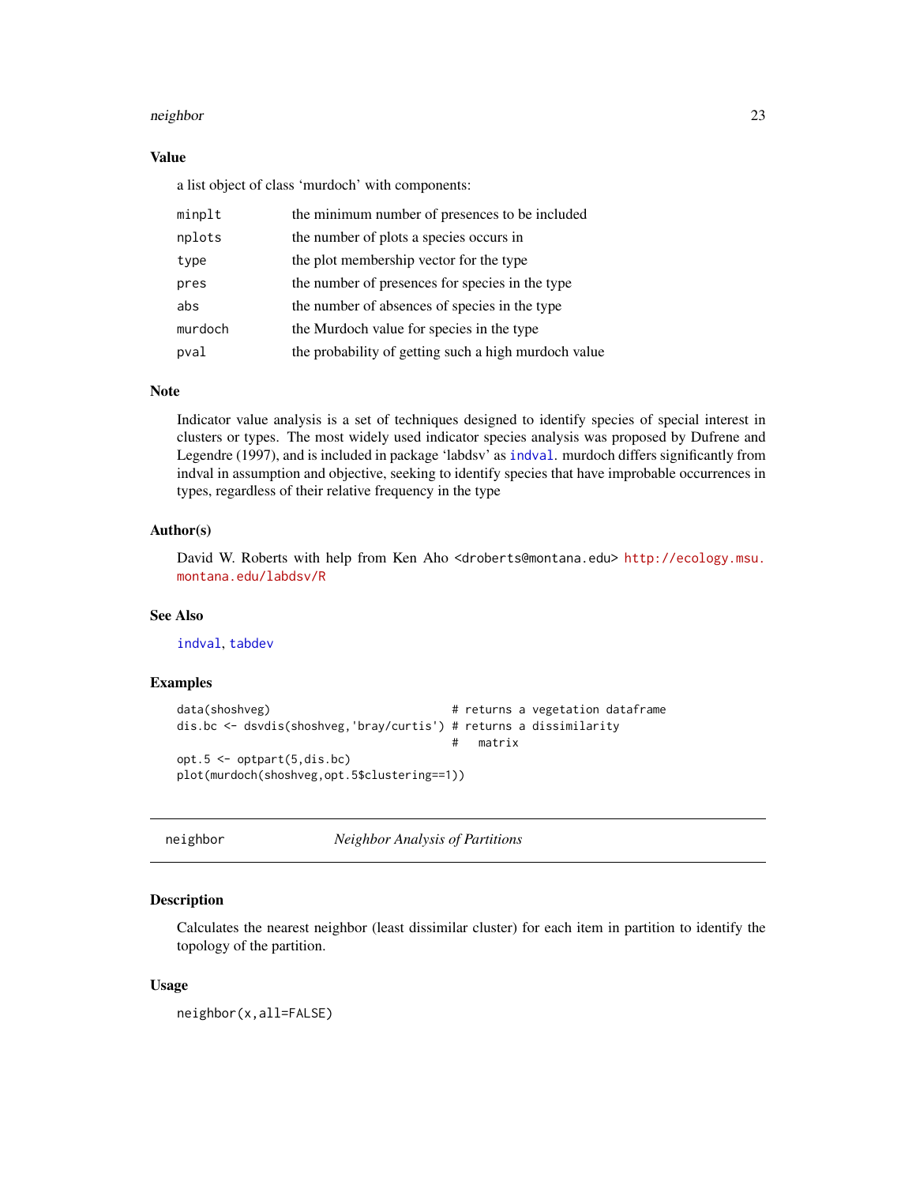### Value

a list object of class 'murdoch' with components:

| | |
|---|---|
| minplt | the minimum number of presences to be included |
| nplots | the number of plots a species occurs in |
| type | the plot membership vector for the type |
| pres | the number of presences for species in the type |
| abs | the number of absences of species in the type |
| murdoch | the Murdoch value for species in the type |
| pval | the probability of getting such a high murdoch value |

### Note

Indicator value analysis is a set of techniques designed to identify species of special interest in clusters or types. The most widely used indicator species analysis was proposed by Dufrene and Legendre (1997), and is included in package 'labdsv' as indval. murdoch differs significantly from indval in assumption and objective, seeking to identify species that have improbable occurrences in types, regardless of their relative frequency in the type

### Author(s)

David W. Roberts with help from Ken Aho <droberts@montana.edu> http://ecology.msu.montana.edu/labdsv/R

### See Also

indval, tabdev

### Examples

```
data(shoshveg)                          # returns a vegetation dataframe
dis.bc <- dsvdis(shoshveg,'bray/curtis') # returns a dissimilarity
                                        #   matrix
opt.5 <- optpart(5,dis.bc)
plot(murdoch(shoshveg,opt.5$clustering==1))
```

---

## neighbor    *Neighbor Analysis of Partitions*

### Description

Calculates the nearest neighbor (least dissimilar cluster) for each item in partition to identify the topology of the partition.

### Usage

```
neighbor(x,all=FALSE)
```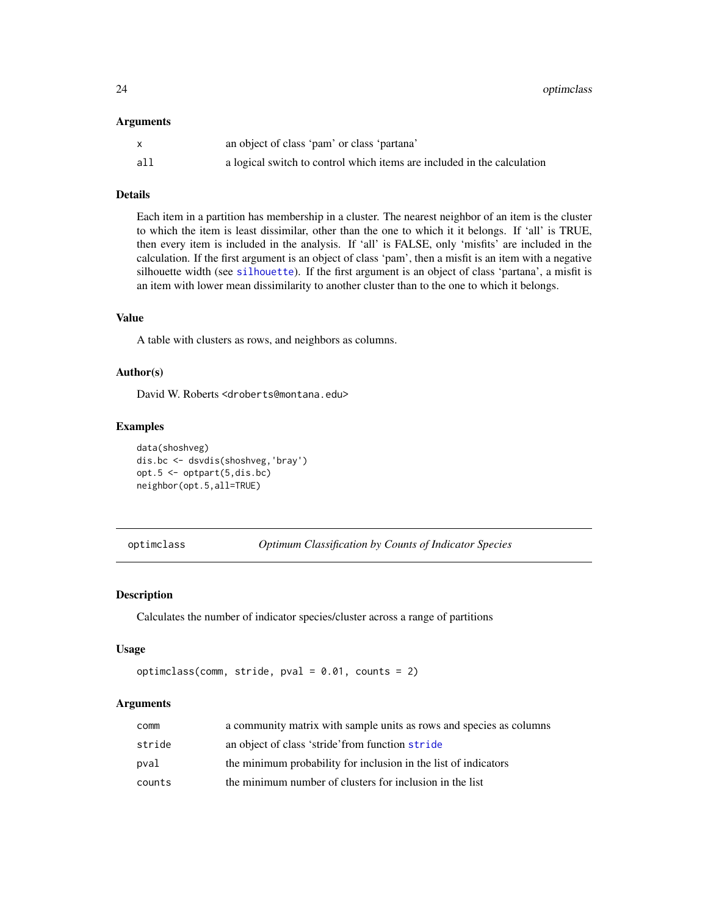### Arguments

| | |
|---|---|
| x | an object of class 'pam' or class 'partana' |
| all | a logical switch to control which items are included in the calculation |

### Details

Each item in a partition has membership in a cluster. The nearest neighbor of an item is the cluster to which the item is least dissimilar, other than the one to which it it belongs. If 'all' is TRUE, then every item is included in the analysis. If 'all' is FALSE, only 'misfits' are included in the calculation. If the first argument is an object of class 'pam', then a misfit is an item with a negative silhouette width (see `silhouette`). If the first argument is an object of class 'partana', a misfit is an item with lower mean dissimilarity to another cluster than to the one to which it belongs.

### Value

A table with clusters as rows, and neighbors as columns.

### Author(s)

David W. Roberts <droberts@montana.edu>

### Examples

```
data(shoshveg)
dis.bc <- dsvdis(shoshveg,'bray')
opt.5 <- optpart(5,dis.bc)
neighbor(opt.5,all=TRUE)
```

---

## optimclass *Optimum Classification by Counts of Indicator Species*

### Description

Calculates the number of indicator species/cluster across a range of partitions

### Usage

```
optimclass(comm, stride, pval = 0.01, counts = 2)
```

### Arguments

| | |
|---|---|
| comm | a community matrix with sample units as rows and species as columns |
| stride | an object of class 'stride'from function `stride` |
| pval | the minimum probability for inclusion in the list of indicators |
| counts | the minimum number of clusters for inclusion in the list |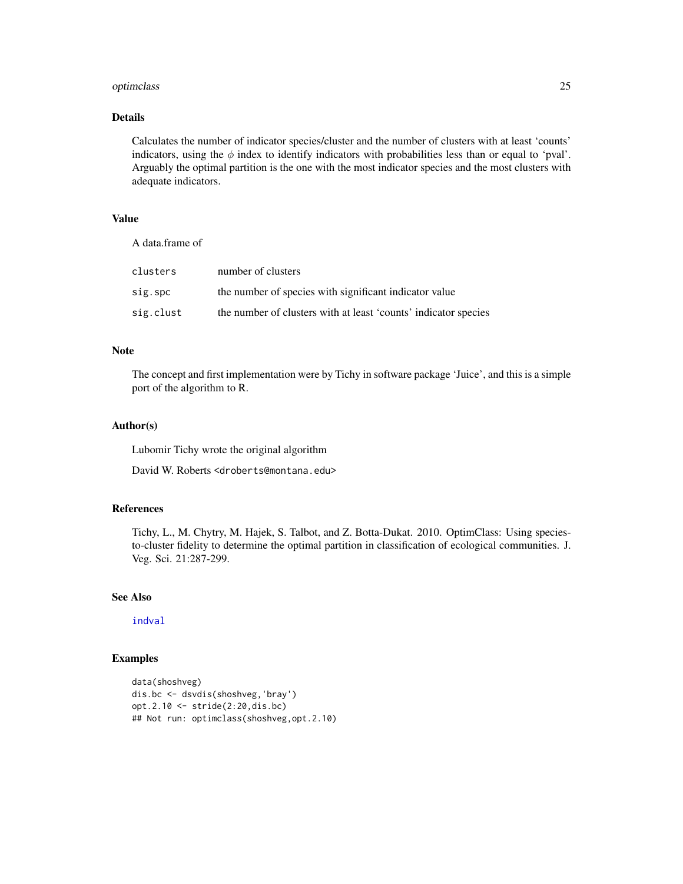## Details

Calculates the number of indicator species/cluster and the number of clusters with at least 'counts' indicators, using the $\phi$ index to identify indicators with probabilities less than or equal to 'pval'. Arguably the optimal partition is the one with the most indicator species and the most clusters with adequate indicators.

## Value

A data.frame of

| | |
|---|---|
| `clusters` | number of clusters |
| `sig.spc` | the number of species with significant indicator value |
| `sig.clust` | the number of clusters with at least 'counts' indicator species |

## Note

The concept and first implementation were by Tichy in software package 'Juice', and this is a simple port of the algorithm to R.

## Author(s)

Lubomir Tichy wrote the original algorithm

David W. Roberts <droberts@montana.edu>

## References

Tichy, L., M. Chytry, M. Hajek, S. Talbot, and Z. Botta-Dukat. 2010. OptimClass: Using species-to-cluster fidelity to determine the optimal partition in classification of ecological communities. J. Veg. Sci. 21:287-299.

## See Also

indval

## Examples

```
data(shoshveg)
dis.bc <- dsvdis(shoshveg,'bray')
opt.2.10 <- stride(2:20,dis.bc)
## Not run: optimclass(shoshveg,opt.2.10)
```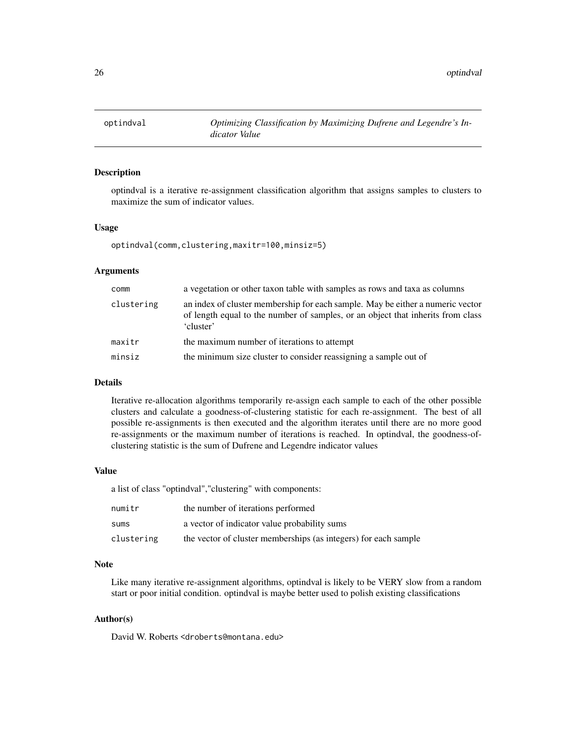# optindval — *Optimizing Classification by Maximizing Dufrene and Legendre's Indicator Value*

## Description

optindval is a iterative re-assignment classification algorithm that assigns samples to clusters to maximize the sum of indicator values.

## Usage

```
optindval(comm,clustering,maxitr=100,minsiz=5)
```

## Arguments

| | |
|---|---|
| comm | a vegetation or other taxon table with samples as rows and taxa as columns |
| clustering | an index of cluster membership for each sample. May be either a numeric vector of length equal to the number of samples, or an object that inherits from class 'cluster' |
| maxitr | the maximum number of iterations to attempt |
| minsiz | the minimum size cluster to consider reassigning a sample out of |

## Details

Iterative re-allocation algorithms temporarily re-assign each sample to each of the other possible clusters and calculate a goodness-of-clustering statistic for each re-assignment. The best of all possible re-assignments is then executed and the algorithm iterates until there are no more good re-assignments or the maximum number of iterations is reached. In optindval, the goodness-of-clustering statistic is the sum of Dufrene and Legendre indicator values

## Value

a list of class "optindval","clustering" with components:

| | |
|---|---|
| numitr | the number of iterations performed |
| sums | a vector of indicator value probability sums |
| clustering | the vector of cluster memberships (as integers) for each sample |

## Note

Like many iterative re-assignment algorithms, optindval is likely to be VERY slow from a random start or poor initial condition. optindval is maybe better used to polish existing classifications

## Author(s)

David W. Roberts <droberts@montana.edu>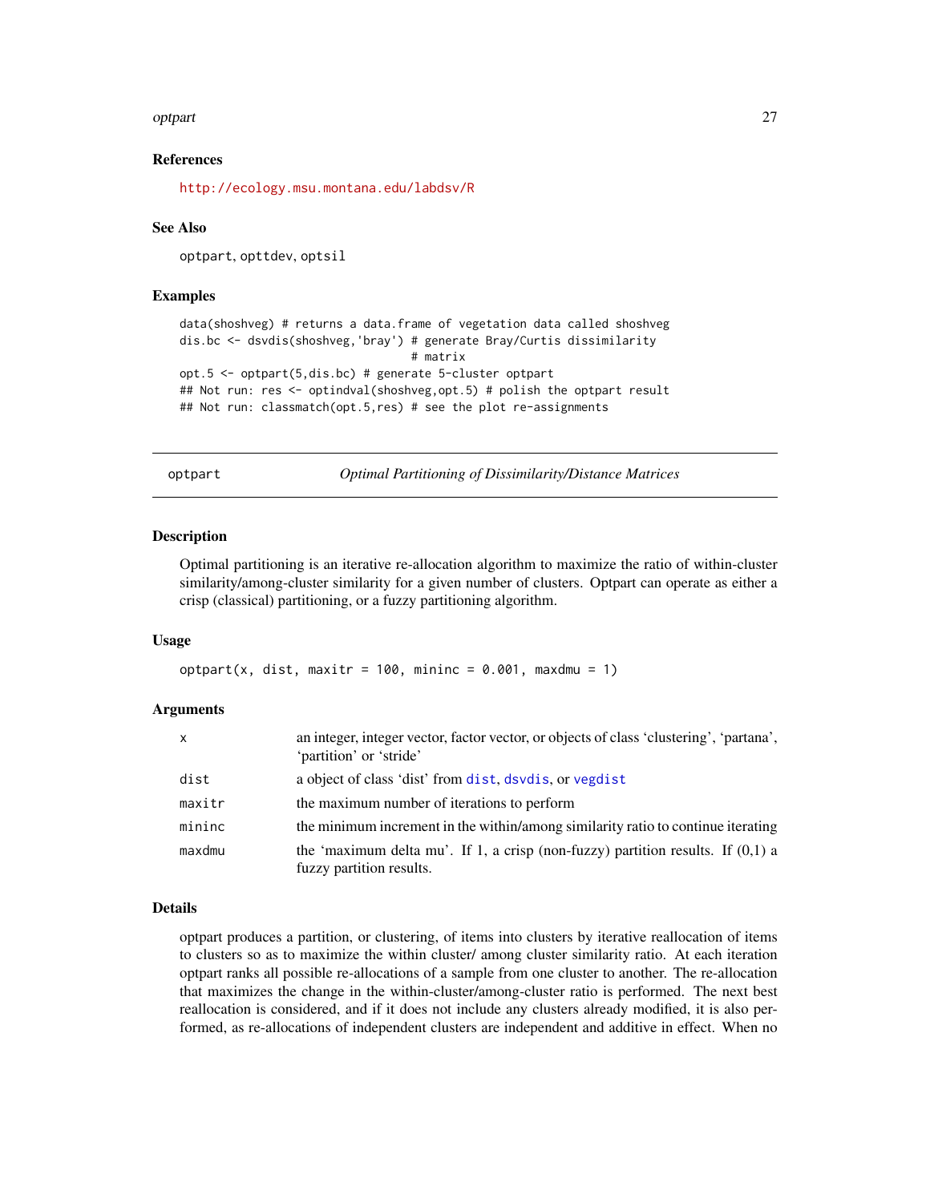### References

http://ecology.msu.montana.edu/labdsv/R

### See Also

optpart, opttdev, optsil

### Examples

```
data(shoshveg) # returns a data.frame of vegetation data called shoshveg
dis.bc <- dsvdis(shoshveg,'bray') # generate Bray/Curtis dissimilarity
                                  # matrix
opt.5 <- optpart(5,dis.bc) # generate 5-cluster optpart
## Not run: res <- optindval(shoshveg,opt.5) # polish the optpart result
## Not run: classmatch(opt.5,res) # see the plot re-assignments
```

---

## optpart — *Optimal Partitioning of Dissimilarity/Distance Matrices*

### Description

Optimal partitioning is an iterative re-allocation algorithm to maximize the ratio of within-cluster similarity/among-cluster similarity for a given number of clusters. Optpart can operate as either a crisp (classical) partitioning, or a fuzzy partitioning algorithm.

### Usage

```
optpart(x, dist, maxitr = 100, mininc = 0.001, maxdmu = 1)
```

### Arguments

| | |
|---|---|
| x | an integer, integer vector, factor vector, or objects of class 'clustering', 'partana', 'partition' or 'stride' |
| dist | a object of class 'dist' from dist, dsvdis, or vegdist |
| maxitr | the maximum number of iterations to perform |
| mininc | the minimum increment in the within/among similarity ratio to continue iterating |
| maxdmu | the 'maximum delta mu'. If 1, a crisp (non-fuzzy) partition results. If (0,1) a fuzzy partition results. |

### Details

optpart produces a partition, or clustering, of items into clusters by iterative reallocation of items to clusters so as to maximize the within cluster/ among cluster similarity ratio. At each iteration optpart ranks all possible re-allocations of a sample from one cluster to another. The re-allocation that maximizes the change in the within-cluster/among-cluster ratio is performed. The next best reallocation is considered, and if it does not include any clusters already modified, it is also performed, as re-allocations of independent clusters are independent and additive in effect. When no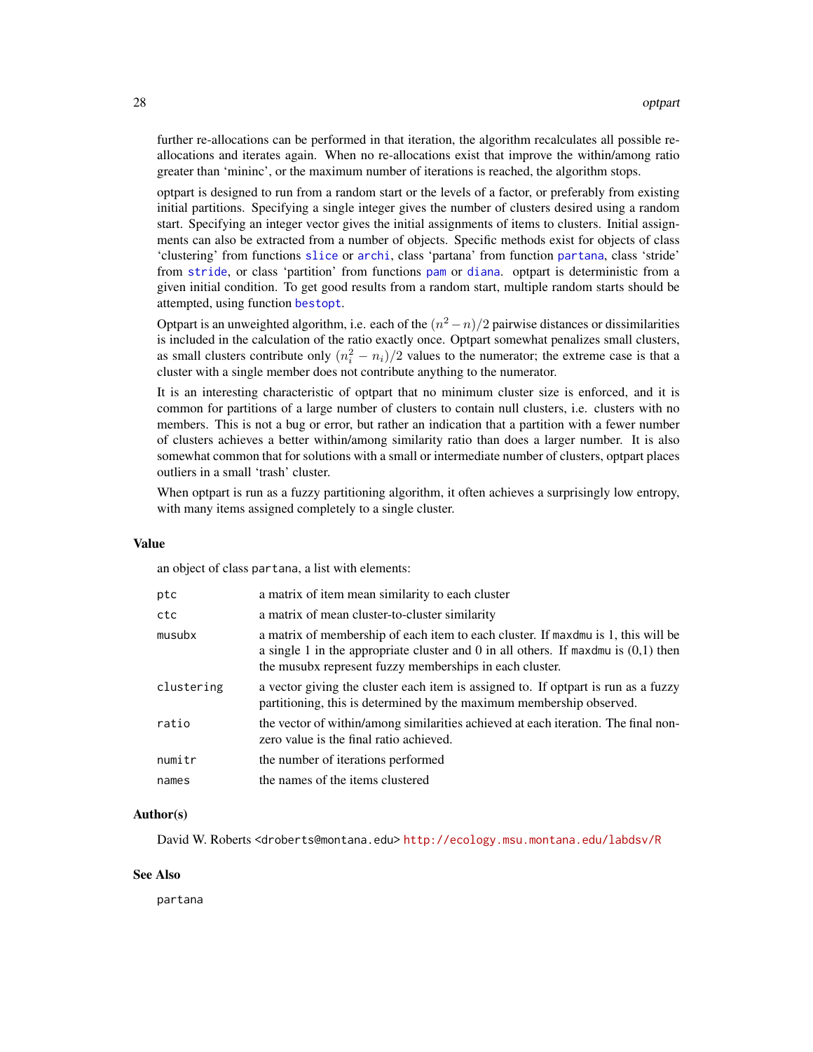further re-allocations can be performed in that iteration, the algorithm recalculates all possible re-allocations and iterates again. When no re-allocations exist that improve the within/among ratio greater than 'mininc', or the maximum number of iterations is reached, the algorithm stops.

optpart is designed to run from a random start or the levels of a factor, or preferably from existing initial partitions. Specifying a single integer gives the number of clusters desired using a random start. Specifying an integer vector gives the initial assignments of items to clusters. Initial assignments can also be extracted from a number of objects. Specific methods exist for objects of class 'clustering' from functions `slice` or `archi`, class 'partana' from function `partana`, class 'stride' from `stride`, or class 'partition' from functions `pam` or `diana`. optpart is deterministic from a given initial condition. To get good results from a random start, multiple random starts should be attempted, using function `bestopt`.

Optpart is an unweighted algorithm, i.e. each of the $(n^2 - n)/2$ pairwise distances or dissimilarities is included in the calculation of the ratio exactly once. Optpart somewhat penalizes small clusters, as small clusters contribute only $(n_i^2 - n_i)/2$ values to the numerator; the extreme case is that a cluster with a single member does not contribute anything to the numerator.

It is an interesting characteristic of optpart that no minimum cluster size is enforced, and it is common for partitions of a large number of clusters to contain null clusters, i.e. clusters with no members. This is not a bug or error, but rather an indication that a partition with a fewer number of clusters achieves a better within/among similarity ratio than does a larger number. It is also somewhat common that for solutions with a small or intermediate number of clusters, optpart places outliers in a small 'trash' cluster.

When optpart is run as a fuzzy partitioning algorithm, it often achieves a surprisingly low entropy, with many items assigned completely to a single cluster.

## Value

an object of class `partana`, a list with elements:

| | |
|---|---|
| `ptc` | a matrix of item mean similarity to each cluster |
| `ctc` | a matrix of mean cluster-to-cluster similarity |
| `musubx` | a matrix of membership of each item to each cluster. If `maxdmu` is 1, this will be a single 1 in the appropriate cluster and 0 in all others. If `maxdmu` is (0,1) then the musubx represent fuzzy memberships in each cluster. |
| `clustering` | a vector giving the cluster each item is assigned to. If optpart is run as a fuzzy partitioning, this is determined by the maximum membership observed. |
| `ratio` | the vector of within/among similarities achieved at each iteration. The final non-zero value is the final ratio achieved. |
| `numitr` | the number of iterations performed |
| `names` | the names of the items clustered |

## Author(s)

David W. Roberts <droberts@montana.edu> http://ecology.msu.montana.edu/labdsv/R

## See Also

`partana`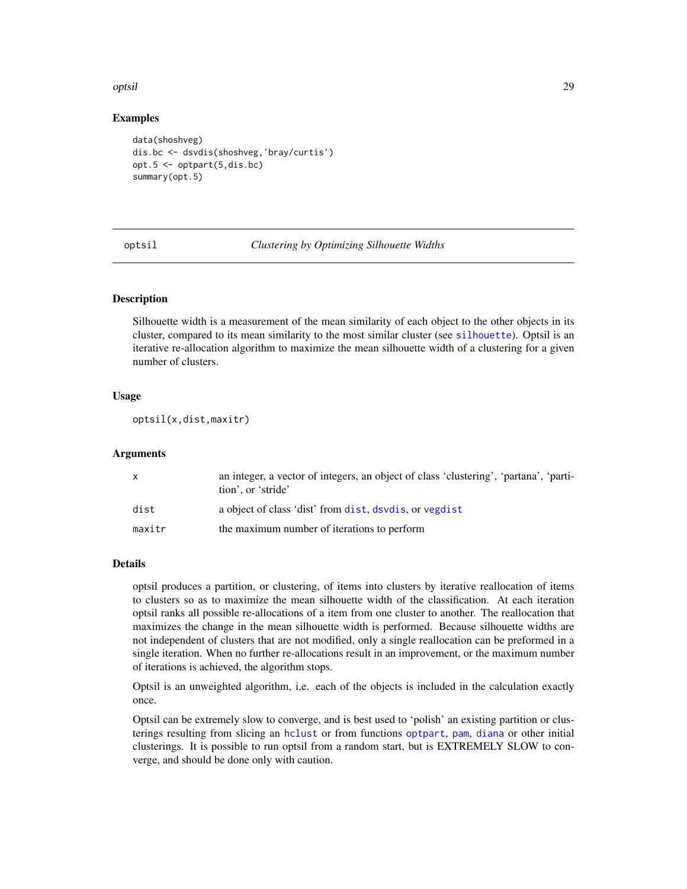## Examples

```
data(shoshveg)
dis.bc <- dsvdis(shoshveg,'bray/curtis')
opt.5 <- optpart(5,dis.bc)
summary(opt.5)
```

---

# optsil — *Clustering by Optimizing Silhouette Widths*

---

## Description

Silhouette width is a measurement of the mean similarity of each object to the other objects in its cluster, compared to its mean similarity to the most similar cluster (see `silhouette`). Optsil is an iterative re-allocation algorithm to maximize the mean silhouette width of a clustering for a given number of clusters.

## Usage

```
optsil(x,dist,maxitr)
```

## Arguments

| | |
|---|---|
| `x` | an integer, a vector of integers, an object of class 'clustering', 'partana', 'partition', or 'stride' |
| `dist` | a object of class 'dist' from `dist`, `dsvdis`, or `vegdist` |
| `maxitr` | the maximum number of iterations to perform |

## Details

optsil produces a partition, or clustering, of items into clusters by iterative reallocation of items to clusters so as to maximize the mean silhouette width of the classification. At each iteration optsil ranks all possible re-allocations of a item from one cluster to another. The reallocation that maximizes the change in the mean silhouette width is performed. Because silhouette widths are not independent of clusters that are not modified, only a single reallocation can be preformed in a single iteration. When no further re-allocations result in an improvement, or the maximum number of iterations is achieved, the algorithm stops.

Optsil is an unweighted algorithm, i.e. each of the objects is included in the calculation exactly once.

Optsil can be extremely slow to converge, and is best used to 'polish' an existing partition or clusterings resulting from slicing an `hclust` or from functions `optpart`, `pam`, `diana` or other initial clusterings. It is possible to run optsil from a random start, but is EXTREMELY SLOW to converge, and should be done only with caution.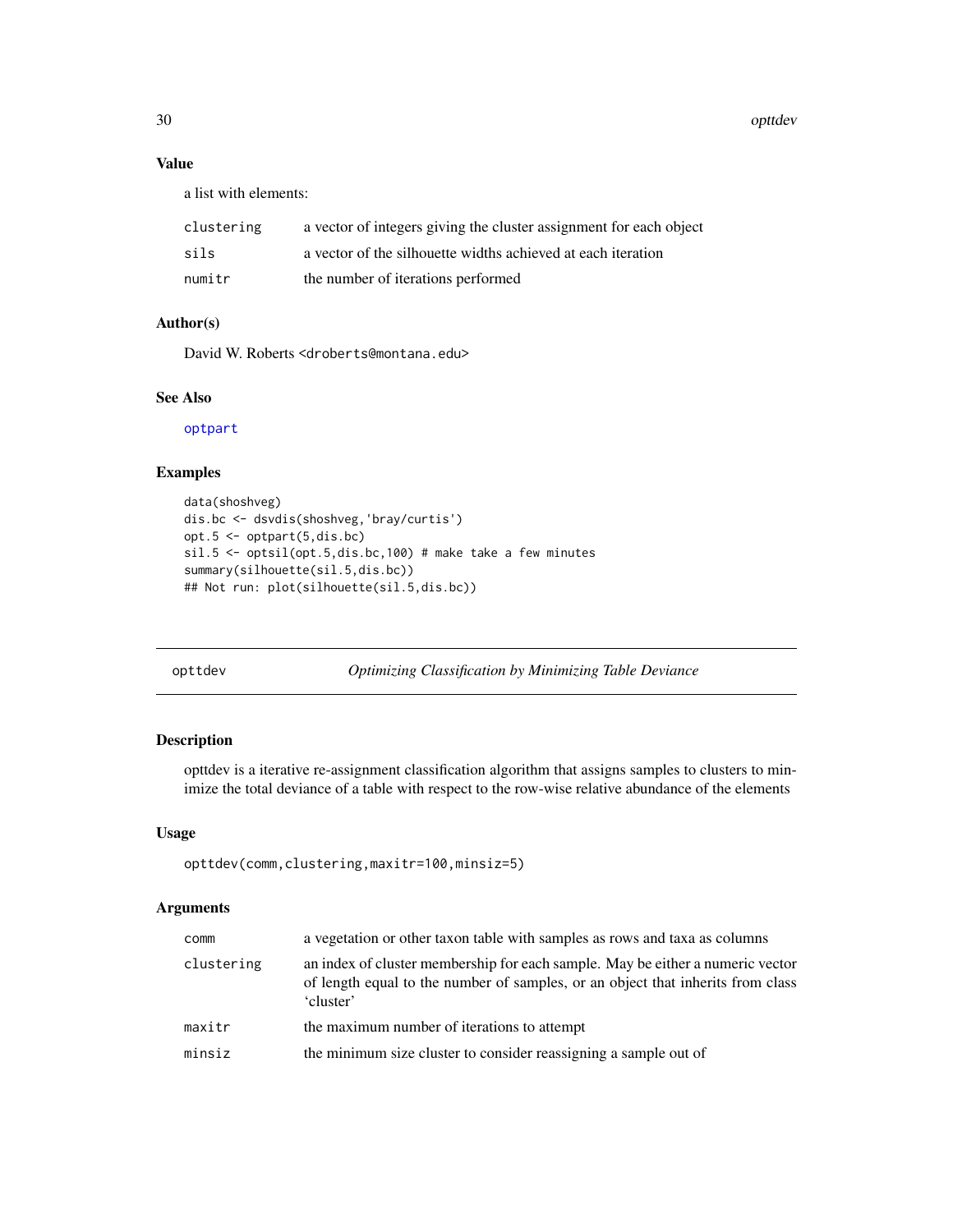### Value

a list with elements:

| | |
|---|---|
| clustering | a vector of integers giving the cluster assignment for each object |
| sils | a vector of the silhouette widths achieved at each iteration |
| numitr | the number of iterations performed |

### Author(s)

David W. Roberts <droberts@montana.edu>

### See Also

optpart

### Examples

```
data(shoshveg)
dis.bc <- dsvdis(shoshveg,'bray/curtis')
opt.5 <- optpart(5,dis.bc)
sil.5 <- optsil(opt.5,dis.bc,100) # make take a few minutes
summary(silhouette(sil.5,dis.bc))
## Not run: plot(silhouette(sil.5,dis.bc))
```

---

## opttdev — *Optimizing Classification by Minimizing Table Deviance*

### Description

opttdev is a iterative re-assignment classification algorithm that assigns samples to clusters to minimize the total deviance of a table with respect to the row-wise relative abundance of the elements

### Usage

```
opttdev(comm,clustering,maxitr=100,minsiz=5)
```

### Arguments

| | |
|---|---|
| comm | a vegetation or other taxon table with samples as rows and taxa as columns |
| clustering | an index of cluster membership for each sample. May be either a numeric vector of length equal to the number of samples, or an object that inherits from class 'cluster' |
| maxitr | the maximum number of iterations to attempt |
| minsiz | the minimum size cluster to consider reassigning a sample out of |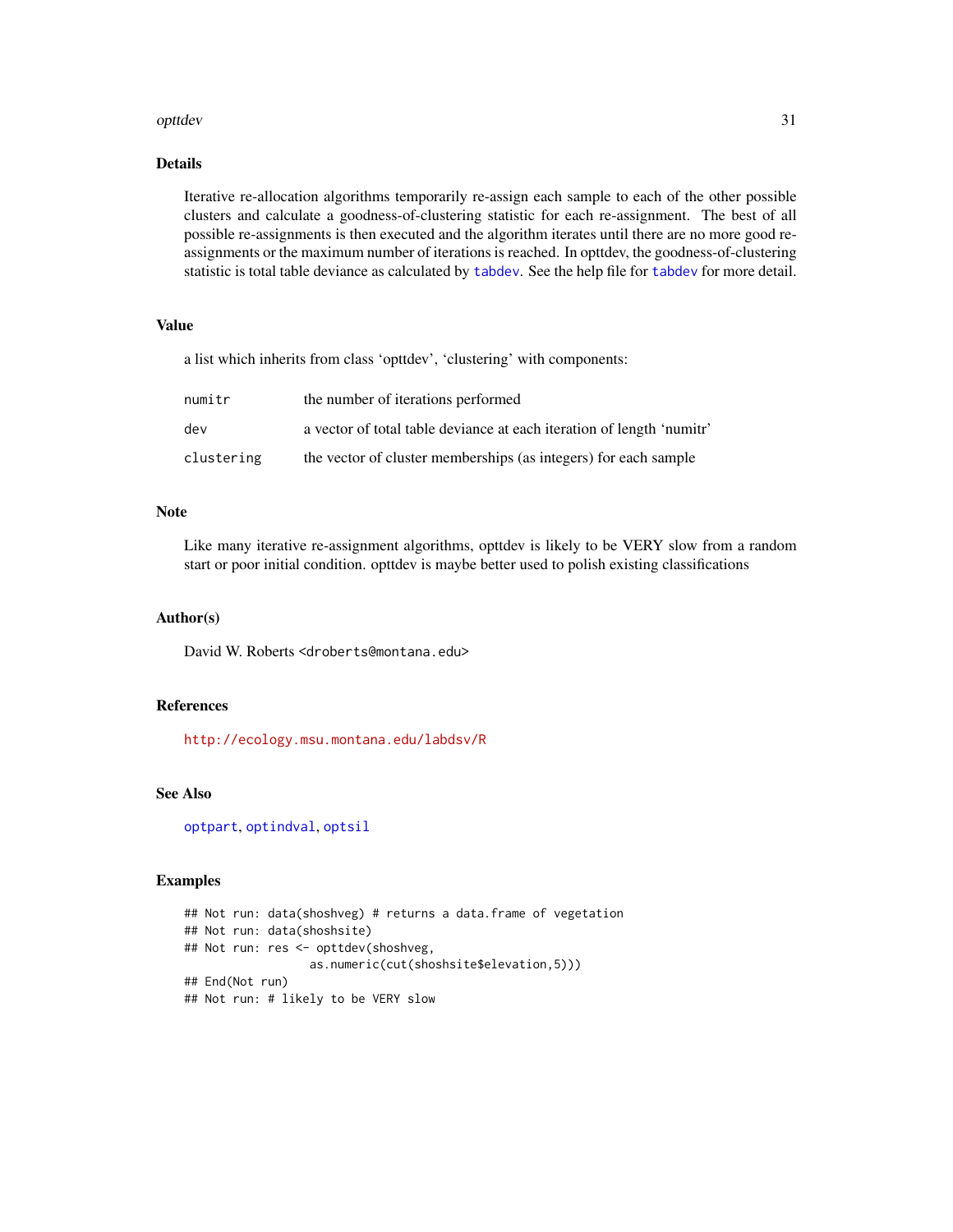## Details

Iterative re-allocation algorithms temporarily re-assign each sample to each of the other possible clusters and calculate a goodness-of-clustering statistic for each re-assignment. The best of all possible re-assignments is then executed and the algorithm iterates until there are no more good re-assignments or the maximum number of iterations is reached. In opttdev, the goodness-of-clustering statistic is total table deviance as calculated by `tabdev`. See the help file for `tabdev` for more detail.

## Value

a list which inherits from class 'opttdev', 'clustering' with components:

| | |
|---|---|
| `numitr` | the number of iterations performed |
| `dev` | a vector of total table deviance at each iteration of length 'numitr' |
| `clustering` | the vector of cluster memberships (as integers) for each sample |

## Note

Like many iterative re-assignment algorithms, opttdev is likely to be VERY slow from a random start or poor initial condition. opttdev is maybe better used to polish existing classifications

## Author(s)

David W. Roberts <droberts@montana.edu>

## References

http://ecology.msu.montana.edu/labdsv/R

## See Also

`optpart`, `optindval`, `optsil`

## Examples

```
## Not run: data(shoshveg) # returns a data.frame of vegetation
## Not run: data(shoshsite)
## Not run: res <- opttdev(shoshveg,
                 as.numeric(cut(shoshsite$elevation,5)))
## End(Not run)
## Not run: # likely to be VERY slow
```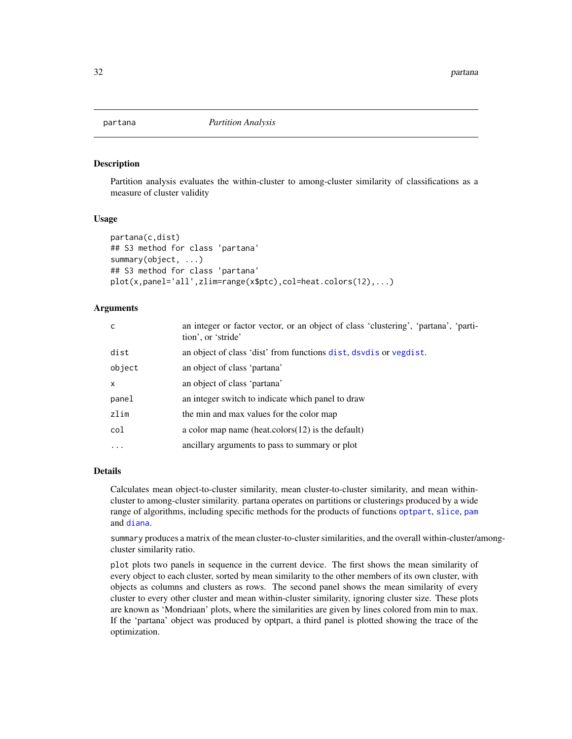# partana — *Partition Analysis*

## Description

Partition analysis evaluates the within-cluster to among-cluster similarity of classifications as a measure of cluster validity

## Usage

```
partana(c,dist)
## S3 method for class 'partana'
summary(object, ...)
## S3 method for class 'partana'
plot(x,panel='all',zlim=range(x$ptc),col=heat.colors(12),...)
```

## Arguments

| | |
|---|---|
| c | an integer or factor vector, or an object of class 'clustering', 'partana', 'partition', or 'stride' |
| dist | an object of class 'dist' from functions dist, dsvdis or vegdist. |
| object | an object of class 'partana' |
| x | an object of class 'partana' |
| panel | an integer switch to indicate which panel to draw |
| zlim | the min and max values for the color map |
| col | a color map name (heat.colors(12) is the default) |
| ... | ancillary arguments to pass to summary or plot |

## Details

Calculates mean object-to-cluster similarity, mean cluster-to-cluster similarity, and mean within-cluster to among-cluster similarity. partana operates on partitions or clusterings produced by a wide range of algorithms, including specific methods for the products of functions optpart, slice, pam and diana.

`summary` produces a matrix of the mean cluster-to-cluster similarities, and the overall within-cluster/among-cluster similarity ratio.

`plot` plots two panels in sequence in the current device. The first shows the mean similarity of every object to each cluster, sorted by mean similarity to the other members of its own cluster, with objects as columns and clusters as rows. The second panel shows the mean similarity of every cluster to every other cluster and mean within-cluster similarity, ignoring cluster size. These plots are known as 'Mondriaan' plots, where the similarities are given by lines colored from min to max. If the 'partana' object was produced by optpart, a third panel is plotted showing the trace of the optimization.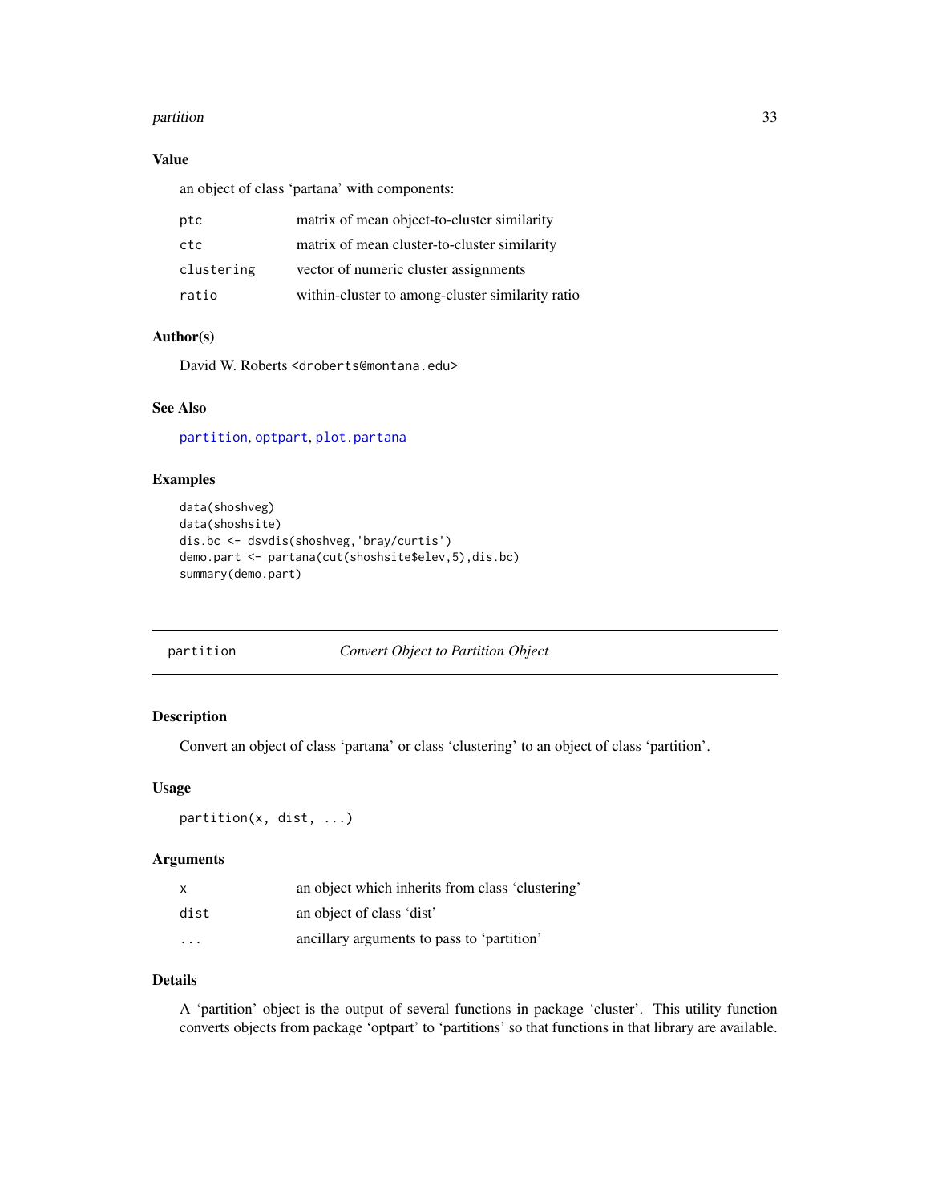## Value

an object of class 'partana' with components:

| | |
|---|---|
| ptc | matrix of mean object-to-cluster similarity |
| ctc | matrix of mean cluster-to-cluster similarity |
| clustering | vector of numeric cluster assignments |
| ratio | within-cluster to among-cluster similarity ratio |

## Author(s)

David W. Roberts <droberts@montana.edu>

## See Also

partition, optpart, plot.partana

## Examples

```
data(shoshveg)
data(shoshsite)
dis.bc <- dsvdis(shoshveg,'bray/curtis')
demo.part <- partana(cut(shoshsite$elev,5),dis.bc)
summary(demo.part)
```

---

# partition — *Convert Object to Partition Object*

## Description

Convert an object of class 'partana' or class 'clustering' to an object of class 'partition'.

## Usage

```
partition(x, dist, ...)
```

## Arguments

| | |
|---|---|
| x | an object which inherits from class 'clustering' |
| dist | an object of class 'dist' |
| ... | ancillary arguments to pass to 'partition' |

## Details

A 'partition' object is the output of several functions in package 'cluster'. This utility function converts objects from package 'optpart' to 'partitions' so that functions in that library are available.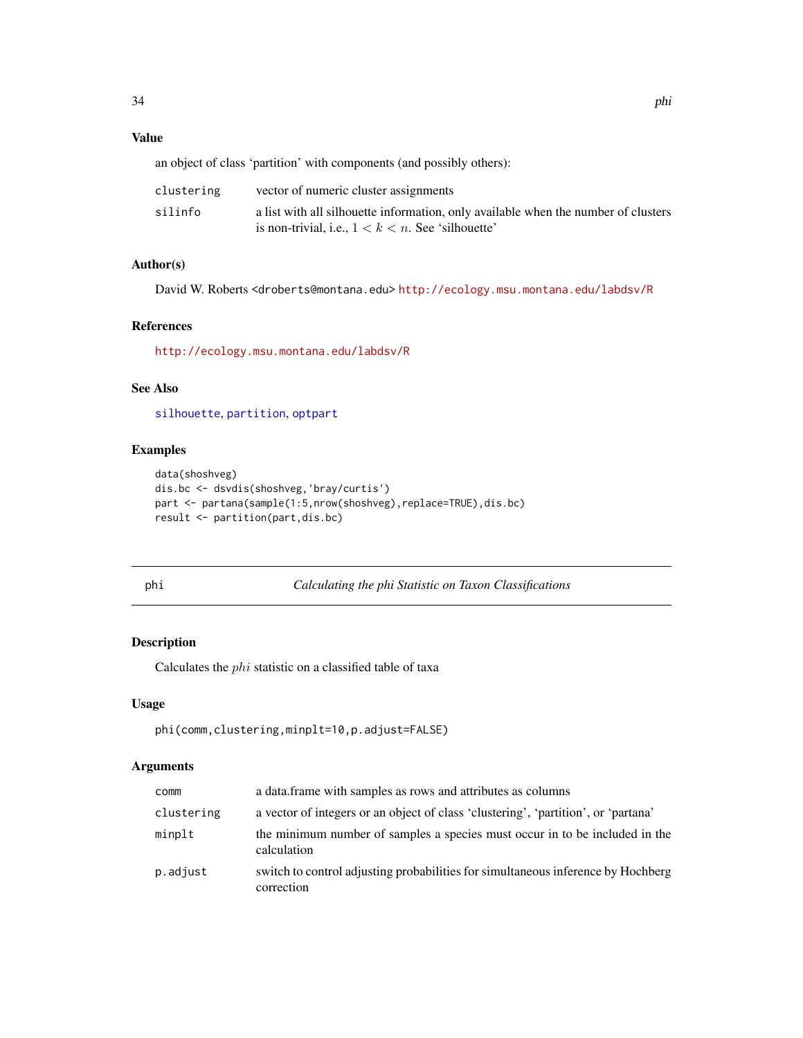## Value

an object of class 'partition' with components (and possibly others):

| | |
|---|---|
| clustering | vector of numeric cluster assignments |
| silinfo | a list with all silhouette information, only available when the number of clusters is non-trivial, i.e., $1 < k < n$. See 'silhouette' |

## Author(s)

David W. Roberts <droberts@montana.edu> http://ecology.msu.montana.edu/labdsv/R

## References

http://ecology.msu.montana.edu/labdsv/R

## See Also

silhouette, partition, optpart

## Examples

```
data(shoshveg)
dis.bc <- dsvdis(shoshveg,'bray/curtis')
part <- partana(sample(1:5,nrow(shoshveg),replace=TRUE),dis.bc)
result <- partition(part,dis.bc)
```

---

# phi — *Calculating the phi Statistic on Taxon Classifications*

## Description

Calculates the $phi$ statistic on a classified table of taxa

## Usage

```
phi(comm,clustering,minplt=10,p.adjust=FALSE)
```

## Arguments

| | |
|---|---|
| comm | a data.frame with samples as rows and attributes as columns |
| clustering | a vector of integers or an object of class 'clustering', 'partition', or 'partana' |
| minplt | the minimum number of samples a species must occur in to be included in the calculation |
| p.adjust | switch to control adjusting probabilities for simultaneous inference by Hochberg correction |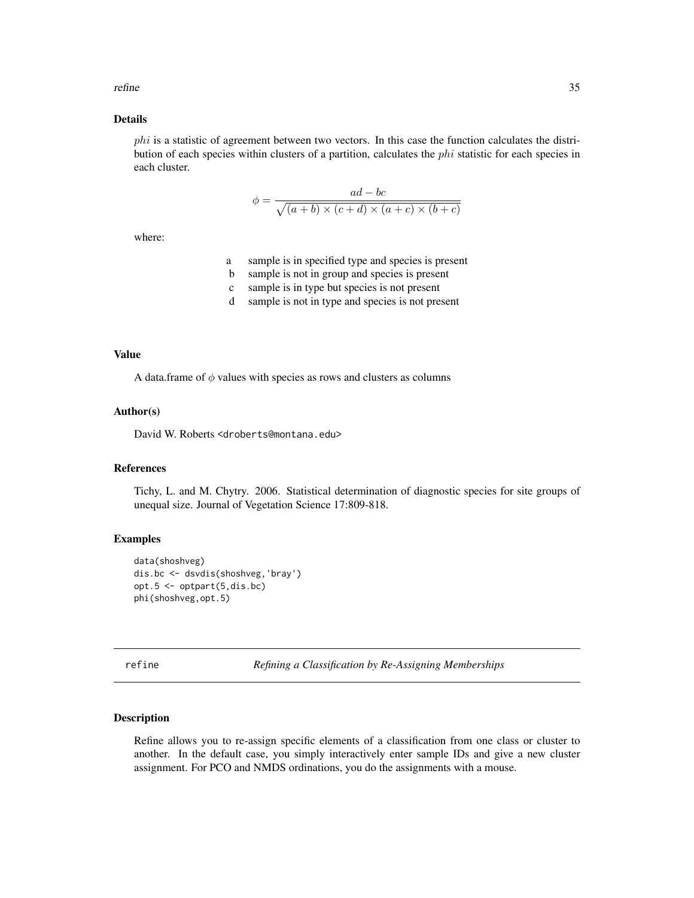## Details

$phi$ is a statistic of agreement between two vectors. In this case the function calculates the distribution of each species within clusters of a partition, calculates the $phi$ statistic for each species in each cluster.

$$\phi = \frac{ad - bc}{\sqrt{(a + b) \times (c + d) \times (a + c) \times (b + c)}}$$

where:

| | |
|---|---|
| a | sample is in specified type and species is present |
| b | sample is not in group and species is present |
| c | sample is in type but species is not present |
| d | sample is not in type and species is not present |

## Value

A data.frame of $\phi$ values with species as rows and clusters as columns

## Author(s)

David W. Roberts <droberts@montana.edu>

## References

Tichy, L. and M. Chytry. 2006. Statistical determination of diagnostic species for site groups of unequal size. Journal of Vegetation Science 17:809-818.

## Examples

```
data(shoshveg)
dis.bc <- dsvdis(shoshveg,'bray')
opt.5 <- optpart(5,dis.bc)
phi(shoshveg,opt.5)
```

---

# refine *Refining a Classification by Re-Assigning Memberships*

## Description

Refine allows you to re-assign specific elements of a classification from one class or cluster to another. In the default case, you simply interactively enter sample IDs and give a new cluster assignment. For PCO and NMDS ordinations, you do the assignments with a mouse.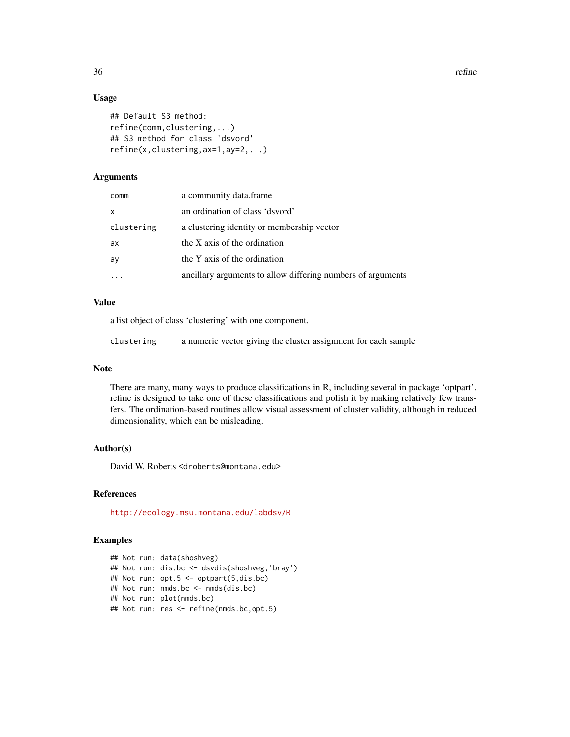## Usage

```
## Default S3 method:
refine(comm,clustering,...)
## S3 method for class 'dsvord'
refine(x,clustering,ax=1,ay=2,...)
```

## Arguments

| | |
|---|---|
| `comm` | a community data.frame |
| `x` | an ordination of class 'dsvord' |
| `clustering` | a clustering identity or membership vector |
| `ax` | the X axis of the ordination |
| `ay` | the Y axis of the ordination |
| `...` | ancillary arguments to allow differing numbers of arguments |

## Value

a list object of class 'clustering' with one component.

| | |
|---|---|
| `clustering` | a numeric vector giving the cluster assignment for each sample |

## Note

There are many, many ways to produce classifications in R, including several in package 'optpart'. refine is designed to take one of these classifications and polish it by making relatively few transfers. The ordination-based routines allow visual assessment of cluster validity, although in reduced dimensionality, which can be misleading.

## Author(s)

David W. Roberts <droberts@montana.edu>

## References

http://ecology.msu.montana.edu/labdsv/R

## Examples

```
## Not run: data(shoshveg)
## Not run: dis.bc <- dsvdis(shoshveg,'bray')
## Not run: opt.5 <- optpart(5,dis.bc)
## Not run: nmds.bc <- nmds(dis.bc)
## Not run: plot(nmds.bc)
## Not run: res <- refine(nmds.bc,opt.5)
```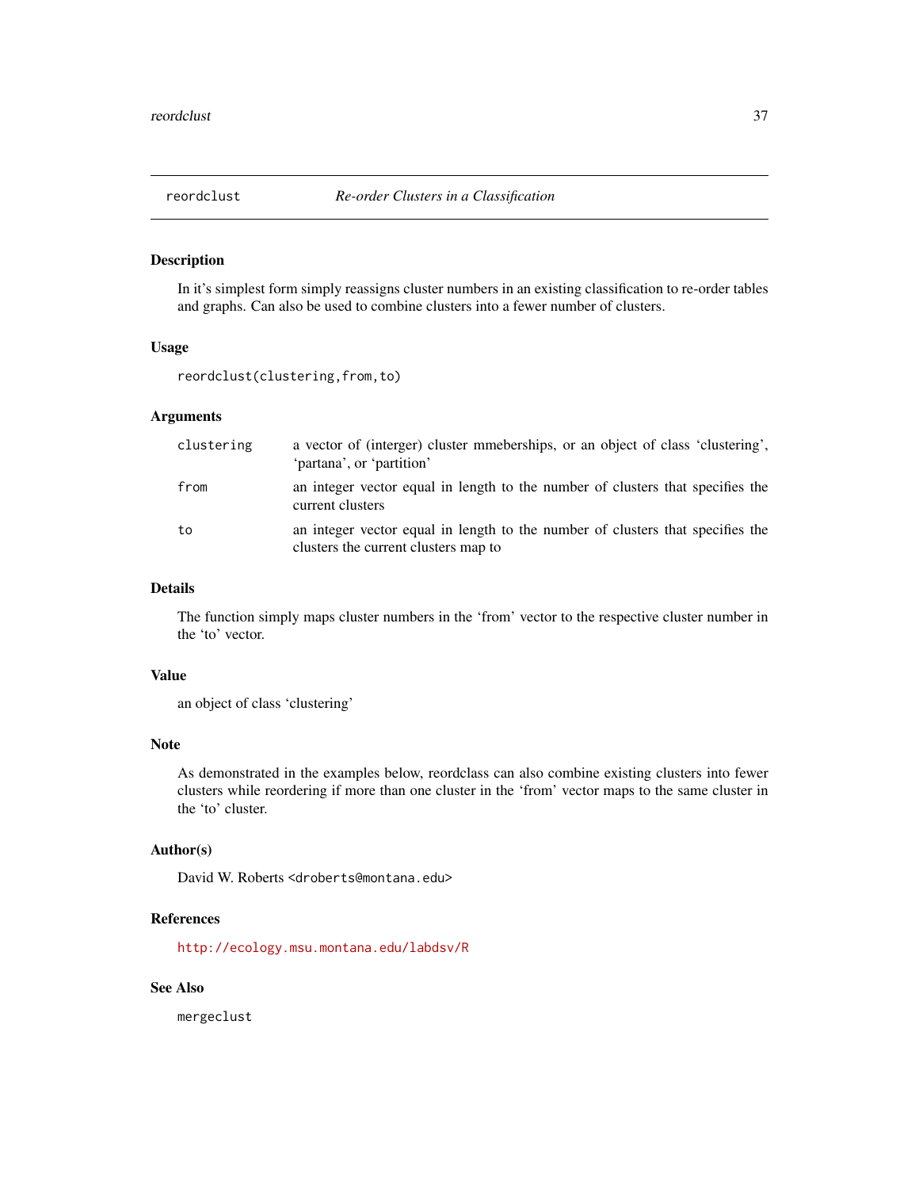# reordclust *Re-order Clusters in a Classification*

## Description

In it's simplest form simply reassigns cluster numbers in an existing classification to re-order tables and graphs. Can also be used to combine clusters into a fewer number of clusters.

## Usage

```
reordclust(clustering,from,to)
```

## Arguments

| | |
|---|---|
| clustering | a vector of (interger) cluster mmeberships, or an object of class 'clustering', 'partana', or 'partition' |
| from | an integer vector equal in length to the number of clusters that specifies the current clusters |
| to | an integer vector equal in length to the number of clusters that specifies the clusters the current clusters map to |

## Details

The function simply maps cluster numbers in the 'from' vector to the respective cluster number in the 'to' vector.

## Value

an object of class 'clustering'

## Note

As demonstrated in the examples below, reordclass can also combine existing clusters into fewer clusters while reordering if more than one cluster in the 'from' vector maps to the same cluster in the 'to' cluster.

## Author(s)

David W. Roberts <droberts@montana.edu>

## References

http://ecology.msu.montana.edu/labdsv/R

## See Also

mergeclust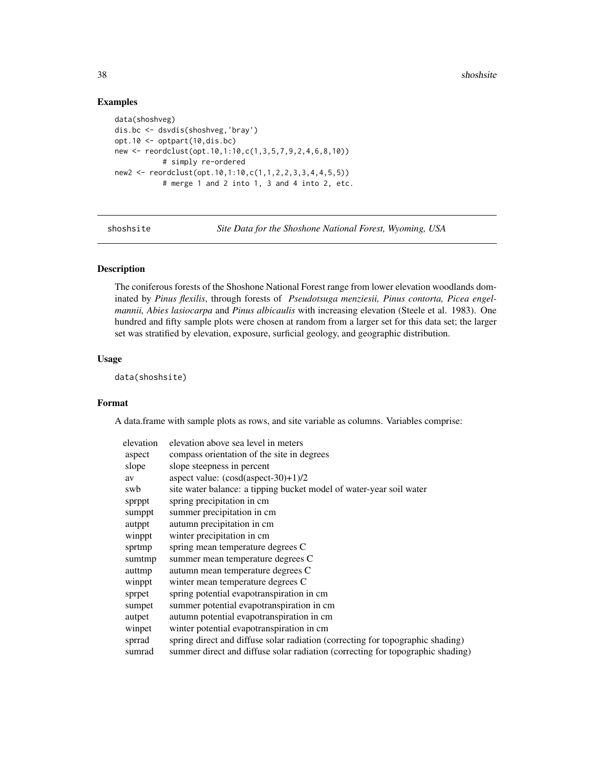## Examples

```
data(shoshveg)
dis.bc <- dsvdis(shoshveg,'bray')
opt.10 <- optpart(10,dis.bc)
new <- reordclust(opt.10,1:10,c(1,3,5,7,9,2,4,6,8,10))
          # simply re-ordered
new2 <- reordclust(opt.10,1:10,c(1,1,2,2,3,3,4,4,5,5))
          # merge 1 and 2 into 1, 3 and 4 into 2, etc.
```

---

# shoshsite — *Site Data for the Shoshone National Forest, Wyoming, USA*

---

## Description

The coniferous forests of the Shoshone National Forest range from lower elevation woodlands dominated by *Pinus flexilis*, through forests of *Pseudotsuga menziesii, Pinus contorta, Picea engelmannii, Abies lasiocarpa* and *Pinus albicaulis* with increasing elevation (Steele et al. 1983). One hundred and fifty sample plots were chosen at random from a larger set for this data set; the larger set was stratified by elevation, exposure, surficial geology, and geographic distribution.

## Usage

```
data(shoshsite)
```

## Format

A data.frame with sample plots as rows, and site variable as columns. Variables comprise:

| | |
|---|---|
| elevation | elevation above sea level in meters |
| aspect | compass orientation of the site in degrees |
| slope | slope steepness in percent |
| av | aspect value: (cosd(aspect-30)+1)/2 |
| swb | site water balance: a tipping bucket model of water-year soil water |
| sprppt | spring precipitation in cm |
| sumppt | summer precipitation in cm |
| autppt | autumn precipitation in cm |
| winppt | winter precipitation in cm |
| sprtmp | spring mean temperature degrees C |
| sumtmp | summer mean temperature degrees C |
| auttmp | autumn mean temperature degrees C |
| winppt | winter mean temperature degrees C |
| sprpet | spring potential evapotranspiration in cm |
| sumpet | summer potential evapotranspiration in cm |
| autpet | autumn potential evapotranspiration in cm |
| winpet | winter potential evapotranspiration in cm |
| sprrad | spring direct and diffuse solar radiation (correcting for topographic shading) |
| sumrad | summer direct and diffuse solar radiation (correcting for topographic shading) |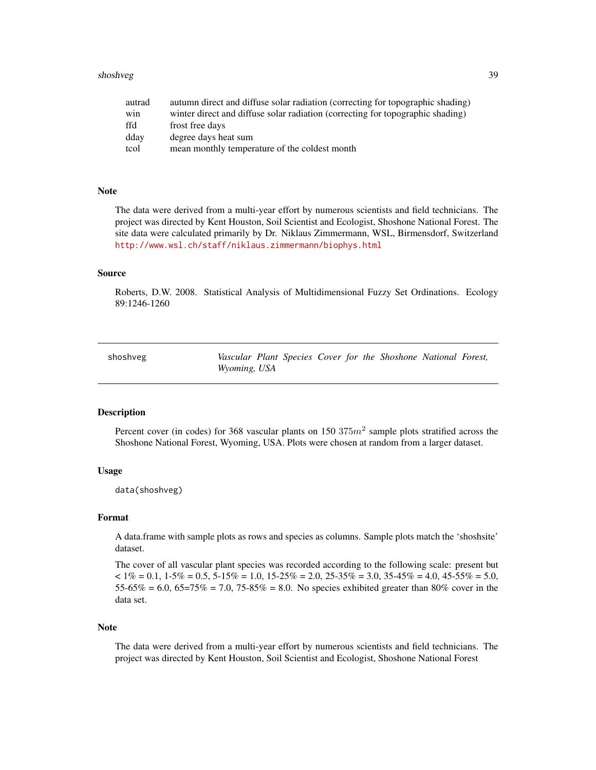| | |
|---|---|
| autrad | autumn direct and diffuse solar radiation (correcting for topographic shading) |
| win | winter direct and diffuse solar radiation (correcting for topographic shading) |
| ffd | frost free days |
| dday | degree days heat sum |
| tcol | mean monthly temperature of the coldest month |

### Note

The data were derived from a multi-year effort by numerous scientists and field technicians. The project was directed by Kent Houston, Soil Scientist and Ecologist, Shoshone National Forest. The site data were calculated primarily by Dr. Niklaus Zimmermann, WSL, Birmensdorf, Switzerland http://www.wsl.ch/staff/niklaus.zimmermann/biophys.html

### Source

Roberts, D.W. 2008. Statistical Analysis of Multidimensional Fuzzy Set Ordinations. Ecology 89:1246-1260

---

## shoshveg — *Vascular Plant Species Cover for the Shoshone National Forest, Wyoming, USA*

---

### Description

Percent cover (in codes) for 368 vascular plants on 150 $375m^2$ sample plots stratified across the Shoshone National Forest, Wyoming, USA. Plots were chosen at random from a larger dataset.

### Usage

```
data(shoshveg)
```

### Format

A data.frame with sample plots as rows and species as columns. Sample plots match the 'shoshsite' dataset.

The cover of all vascular plant species was recorded according to the following scale: present but < 1% = 0.1, 1-5% = 0.5, 5-15% = 1.0, 15-25% = 2.0, 25-35% = 3.0, 35-45% = 4.0, 45-55% = 5.0, 55-65% = 6.0, 65=75% = 7.0, 75-85% = 8.0. No species exhibited greater than 80% cover in the data set.

### Note

The data were derived from a multi-year effort by numerous scientists and field technicians. The project was directed by Kent Houston, Soil Scientist and Ecologist, Shoshone National Forest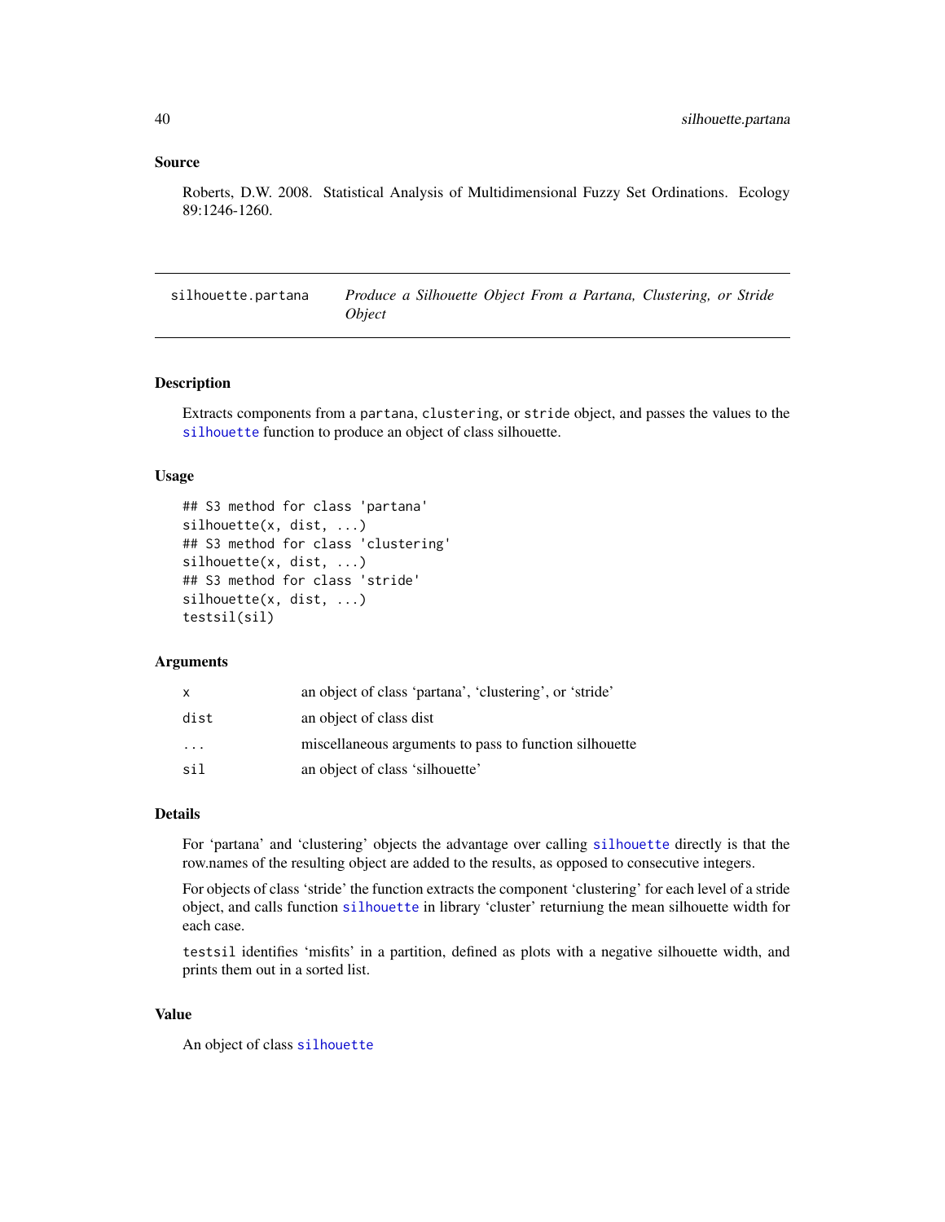### Source

Roberts, D.W. 2008. Statistical Analysis of Multidimensional Fuzzy Set Ordinations. Ecology 89:1246-1260.

---

## silhouette.partana    *Produce a Silhouette Object From a Partana, Clustering, or Stride Object*

### Description

Extracts components from a `partana`, `clustering`, or `stride` object, and passes the values to the `silhouette` function to produce an object of class silhouette.

### Usage

```
## S3 method for class 'partana'
silhouette(x, dist, ...)
## S3 method for class 'clustering'
silhouette(x, dist, ...)
## S3 method for class 'stride'
silhouette(x, dist, ...)
testsil(sil)
```

### Arguments

| | |
|---|---|
| `x` | an object of class 'partana', 'clustering', or 'stride' |
| `dist` | an object of class dist |
| `...` | miscellaneous arguments to pass to function silhouette |
| `sil` | an object of class 'silhouette' |

### Details

For 'partana' and 'clustering' objects the advantage over calling `silhouette` directly is that the row.names of the resulting object are added to the results, as opposed to consecutive integers.

For objects of class 'stride' the function extracts the component 'clustering' for each level of a stride object, and calls function `silhouette` in library 'cluster' returniung the mean silhouette width for each case.

`testsil` identifies 'misfits' in a partition, defined as plots with a negative silhouette width, and prints them out in a sorted list.

### Value

An object of class `silhouette`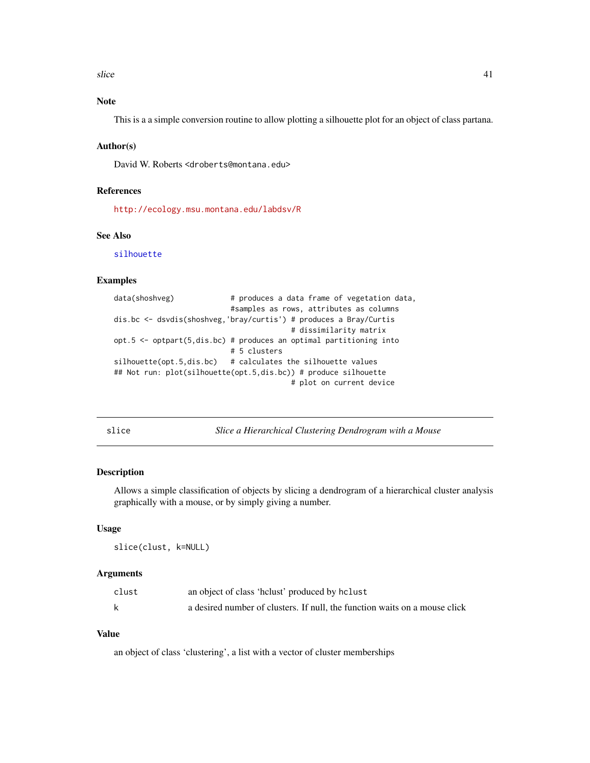## Note

This is a a simple conversion routine to allow plotting a silhouette plot for an object of class partana.

## Author(s)

David W. Roberts <droberts@montana.edu>

## References

http://ecology.msu.montana.edu/labdsv/R

## See Also

silhouette

## Examples

```
data(shoshveg)              # produces a data frame of vegetation data,
                            #samples as rows, attributes as columns
dis.bc <- dsvdis(shoshveg,'bray/curtis') # produces a Bray/Curtis
                                         # dissimilarity matrix
opt.5 <- optpart(5,dis.bc) # produces an optimal partitioning into
                            # 5 clusters
silhouette(opt.5,dis.bc)   # calculates the silhouette values
## Not run: plot(silhouette(opt.5,dis.bc)) # produce silhouette
                                         # plot on current device
```

---

# slice — *Slice a Hierarchical Clustering Dendrogram with a Mouse*

## Description

Allows a simple classification of objects by slicing a dendrogram of a hierarchical cluster analysis graphically with a mouse, or by simply giving a number.

## Usage

```
slice(clust, k=NULL)
```

## Arguments

| | |
|---|---|
| `clust` | an object of class 'hclust' produced by `hclust` |
| `k` | a desired number of clusters. If null, the function waits on a mouse click |

## Value

an object of class 'clustering', a list with a vector of cluster memberships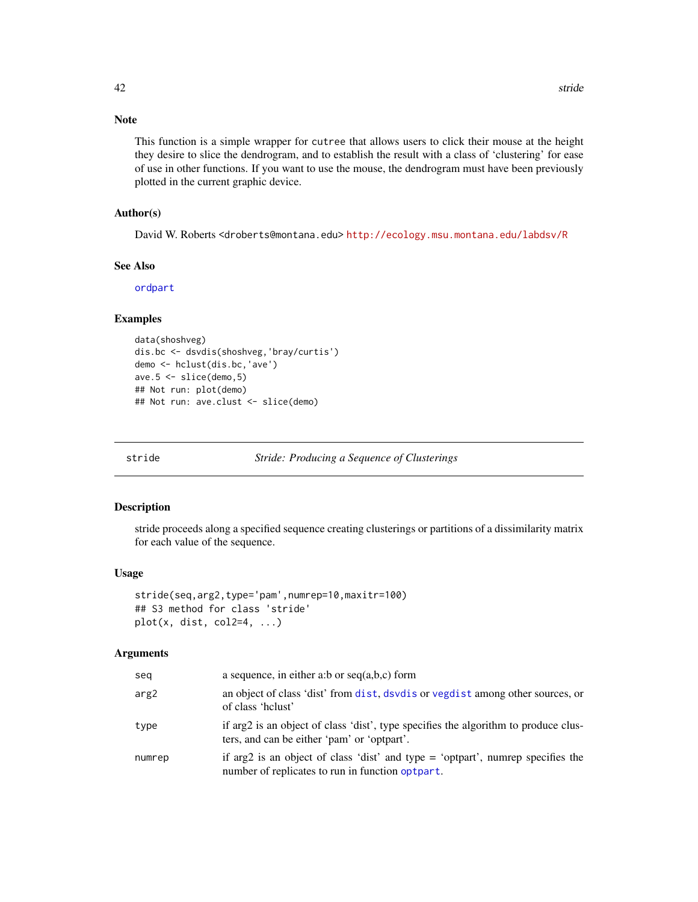## Note

This function is a simple wrapper for `cutree` that allows users to click their mouse at the height they desire to slice the dendrogram, and to establish the result with a class of 'clustering' for ease of use in other functions. If you want to use the mouse, the dendrogram must have been previously plotted in the current graphic device.

## Author(s)

David W. Roberts <droberts@montana.edu> http://ecology.msu.montana.edu/labdsv/R

## See Also

ordpart

## Examples

```
data(shoshveg)
dis.bc <- dsvdis(shoshveg,'bray/curtis')
demo <- hclust(dis.bc,'ave')
ave.5 <- slice(demo,5)
## Not run: plot(demo)
## Not run: ave.clust <- slice(demo)
```

---

# stride — *Stride: Producing a Sequence of Clusterings*

## Description

stride proceeds along a specified sequence creating clusterings or partitions of a dissimilarity matrix for each value of the sequence.

## Usage

```
stride(seq,arg2,type='pam',numrep=10,maxitr=100)
## S3 method for class 'stride'
plot(x, dist, col2=4, ...)
```

## Arguments

| | |
|---|---|
| seq | a sequence, in either a:b or seq(a,b,c) form |
| arg2 | an object of class 'dist' from dist, dsvdis or vegdist among other sources, or of class 'hclust' |
| type | if arg2 is an object of class 'dist', type specifies the algorithm to produce clusters, and can be either 'pam' or 'optpart'. |
| numrep | if arg2 is an object of class 'dist' and type = 'optpart', numrep specifies the number of replicates to run in function optpart. |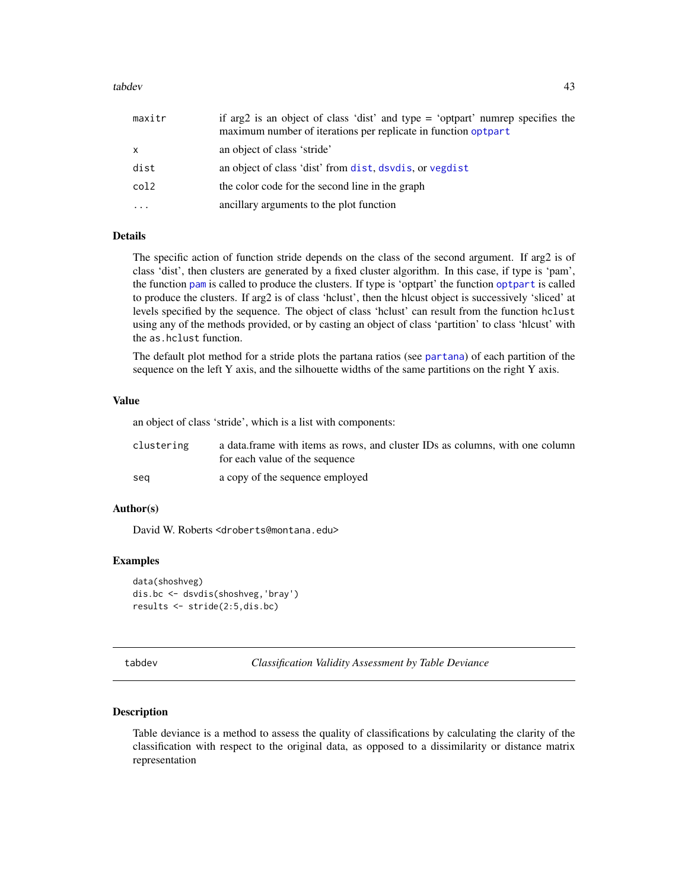| | |
|---|---|
| maxitr | if arg2 is an object of class 'dist' and type = 'optpart' numrep specifies the maximum number of iterations per replicate in function optpart |
| x | an object of class 'stride' |
| dist | an object of class 'dist' from dist, dsvdis, or vegdist |
| col2 | the color code for the second line in the graph |
| ... | ancillary arguments to the plot function |

### Details

The specific action of function stride depends on the class of the second argument. If arg2 is of class 'dist', then clusters are generated by a fixed cluster algorithm. In this case, if type is 'pam', the function pam is called to produce the clusters. If type is 'optpart' the function optpart is called to produce the clusters. If arg2 is of class 'hclust', then the hlcust object is successively 'sliced' at levels specified by the sequence. The object of class 'hclust' can result from the function hclust using any of the methods provided, or by casting an object of class 'partition' to class 'hlcust' with the as.hclust function.

The default plot method for a stride plots the partana ratios (see partana) of each partition of the sequence on the left Y axis, and the silhouette widths of the same partitions on the right Y axis.

### Value

an object of class 'stride', which is a list with components:

| | |
|---|---|
| clustering | a data.frame with items as rows, and cluster IDs as columns, with one column for each value of the sequence |
| seq | a copy of the sequence employed |

### Author(s)

David W. Roberts <droberts@montana.edu>

### Examples

```
data(shoshveg)
dis.bc <- dsvdis(shoshveg,'bray')
results <- stride(2:5,dis.bc)
```

## tabdev — *Classification Validity Assessment by Table Deviance*

### Description

Table deviance is a method to assess the quality of classifications by calculating the clarity of the classification with respect to the original data, as opposed to a dissimilarity or distance matrix representation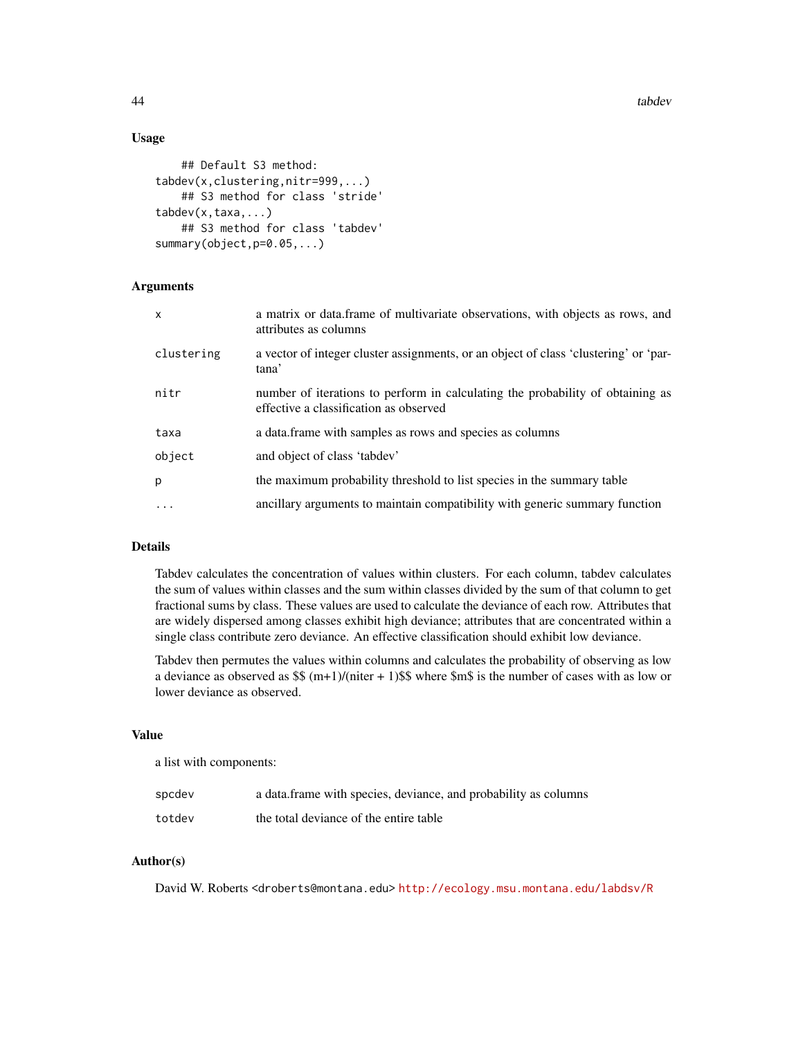## Usage

```
    ## Default S3 method:
tabdev(x,clustering,nitr=999,...)
    ## S3 method for class 'stride'
tabdev(x,taxa,...)
    ## S3 method for class 'tabdev'
summary(object,p=0.05,...)
```

## Arguments

| | |
|---|---|
| x | a matrix or data.frame of multivariate observations, with objects as rows, and attributes as columns |
| clustering | a vector of integer cluster assignments, or an object of class 'clustering' or 'partana' |
| nitr | number of iterations to perform in calculating the probability of obtaining as effective a classification as observed |
| taxa | a data.frame with samples as rows and species as columns |
| object | and object of class 'tabdev' |
| p | the maximum probability threshold to list species in the summary table |
| ... | ancillary arguments to maintain compatibility with generic summary function |

## Details

Tabdev calculates the concentration of values within clusters. For each column, tabdev calculates the sum of values within classes and the sum within classes divided by the sum of that column to get fractional sums by class. These values are used to calculate the deviance of each row. Attributes that are widely dispersed among classes exhibit high deviance; attributes that are concentrated within a single class contribute zero deviance. An effective classification should exhibit low deviance.

Tabdev then permutes the values within columns and calculates the probability of observing as low a deviance as observed as $$ (m+1)/(niter + 1)$$ where $m$ is the number of cases with as low or lower deviance as observed.

## Value

a list with components:

| | |
|---|---|
| spcdev | a data.frame with species, deviance, and probability as columns |
| totdev | the total deviance of the entire table |

## Author(s)

David W. Roberts <droberts@montana.edu> http://ecology.msu.montana.edu/labdsv/R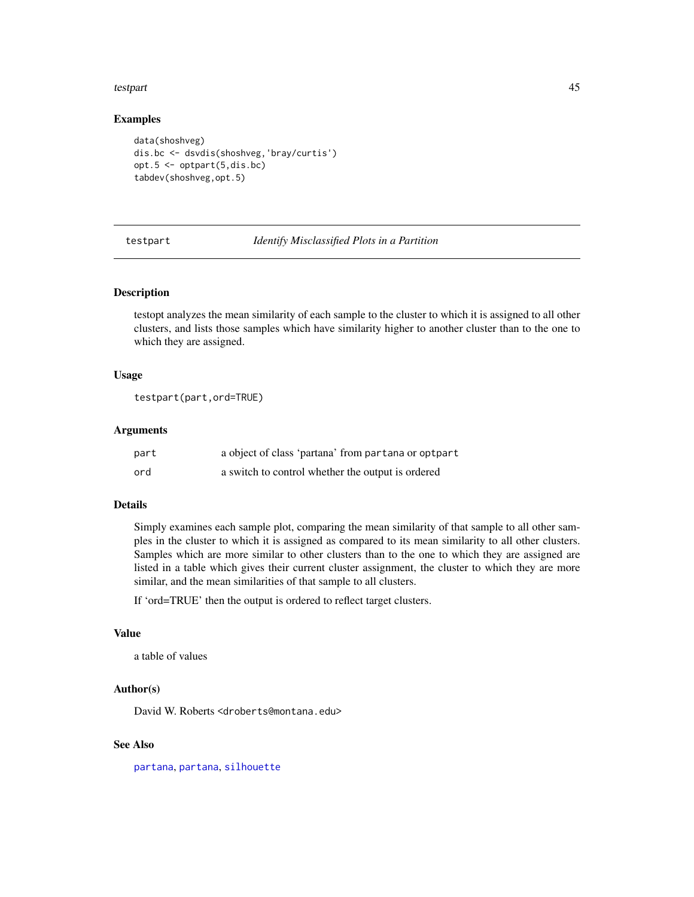### Examples

```
data(shoshveg)
dis.bc <- dsvdis(shoshveg,'bray/curtis')
opt.5 <- optpart(5,dis.bc)
tabdev(shoshveg,opt.5)
```

---

## testpart *Identify Misclassified Plots in a Partition*

---

### Description

testopt analyzes the mean similarity of each sample to the cluster to which it is assigned to all other clusters, and lists those samples which have similarity higher to another cluster than to the one to which they are assigned.

### Usage

```
testpart(part,ord=TRUE)
```

### Arguments

| | |
|---|---|
| part | a object of class 'partana' from `partana` or `optpart` |
| ord | a switch to control whether the output is ordered |

### Details

Simply examines each sample plot, comparing the mean similarity of that sample to all other samples in the cluster to which it is assigned as compared to its mean similarity to all other clusters. Samples which are more similar to other clusters than to the one to which they are assigned are listed in a table which gives their current cluster assignment, the cluster to which they are more similar, and the mean similarities of that sample to all clusters.

If 'ord=TRUE' then the output is ordered to reflect target clusters.

### Value

a table of values

### Author(s)

David W. Roberts <droberts@montana.edu>

### See Also

`partana`, `partana`, `silhouette`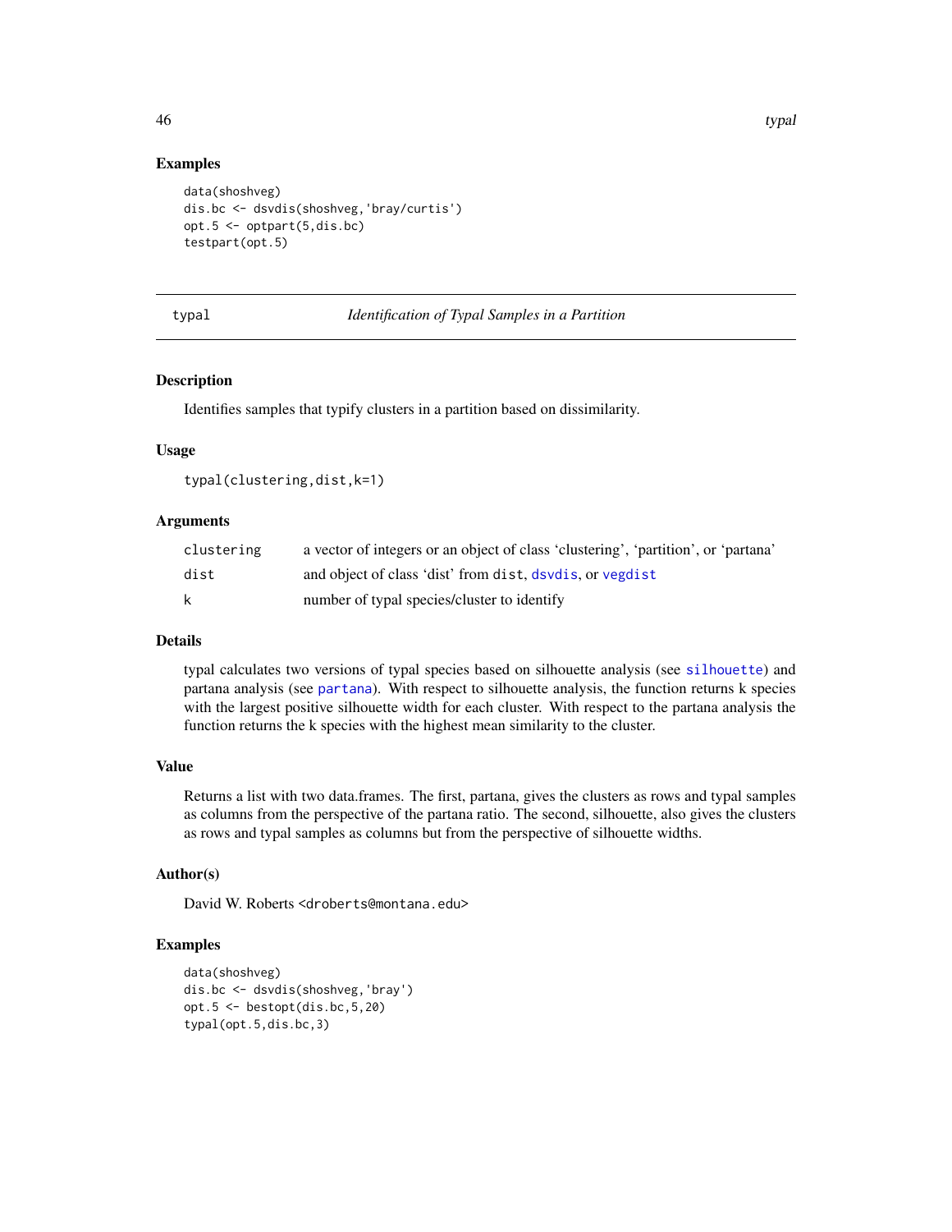## Examples

```
data(shoshveg)
dis.bc <- dsvdis(shoshveg,'bray/curtis')
opt.5 <- optpart(5,dis.bc)
testpart(opt.5)
```

---

## typal — *Identification of Typal Samples in a Partition*

### Description

Identifies samples that typify clusters in a partition based on dissimilarity.

### Usage

```
typal(clustering,dist,k=1)
```

### Arguments

| | |
|---|---|
| clustering | a vector of integers or an object of class 'clustering', 'partition', or 'partana' |
| dist | and object of class 'dist' from dist, dsvdis, or vegdist |
| k | number of typal species/cluster to identify |

### Details

typal calculates two versions of typal species based on silhouette analysis (see silhouette) and partana analysis (see partana). With respect to silhouette analysis, the function returns k species with the largest positive silhouette width for each cluster. With respect to the partana analysis the function returns the k species with the highest mean similarity to the cluster.

### Value

Returns a list with two data.frames. The first, partana, gives the clusters as rows and typal samples as columns from the perspective of the partana ratio. The second, silhouette, also gives the clusters as rows and typal samples as columns but from the perspective of silhouette widths.

### Author(s)

David W. Roberts <droberts@montana.edu>

### Examples

```
data(shoshveg)
dis.bc <- dsvdis(shoshveg,'bray')
opt.5 <- bestopt(dis.bc,5,20)
typal(opt.5,dis.bc,3)
```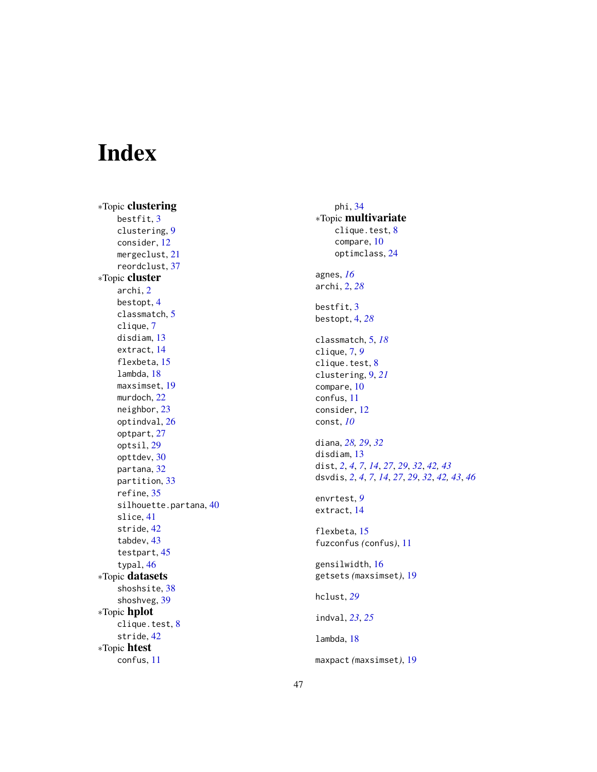# Index

*Topic **clustering**
- bestfit, 3
- clustering, 9
- consider, 12
- mergeclust, 21
- reordclust, 37

*Topic **cluster**
- archi, 2
- bestopt, 4
- classmatch, 5
- clique, 7
- disdiam, 13
- extract, 14
- flexbeta, 15
- lambda, 18
- maxsimset, 19
- murdoch, 22
- neighbor, 23
- optindval, 26
- optpart, 27
- optsil, 29
- opttdev, 30
- partana, 32
- partition, 33
- refine, 35
- silhouette.partana, 40
- slice, 41
- stride, 42
- tabdev, 43
- testpart, 45
- typal, 46

*Topic **datasets**
- shoshsite, 38
- shoshveg, 39

*Topic **hplot**
- clique.test, 8
- stride, 42

*Topic **htest**
- confus, 11
- phi, 34

*Topic **multivariate**
- clique.test, 8
- compare, 10
- optimclass, 24

agnes, *16*
archi, 2, *28*

bestfit, 3
bestopt, 4, *28*

classmatch, 5, *18*
clique, 7, *9*
clique.test, 8
clustering, 9, *21*
compare, 10
confus, 11
consider, 12
const, *10*

diana, *28, 29*, *32*
disdiam, 13
dist, *2*, *4*, *7*, *14*, *27*, *29*, *32*, *42, 43*
dsvdis, *2*, *4*, *7*, *14*, *27*, *29*, *32*, *42*, *43*, *46*

envrtest, *9*
extract, 14

flexbeta, 15
fuzconfus *(confus)*, 11

gensilwidth, 16
getsets *(maxsimset)*, 19

hclust, *29*

indval, *23*, *25*

lambda, 18

maxpact *(maxsimset)*, 19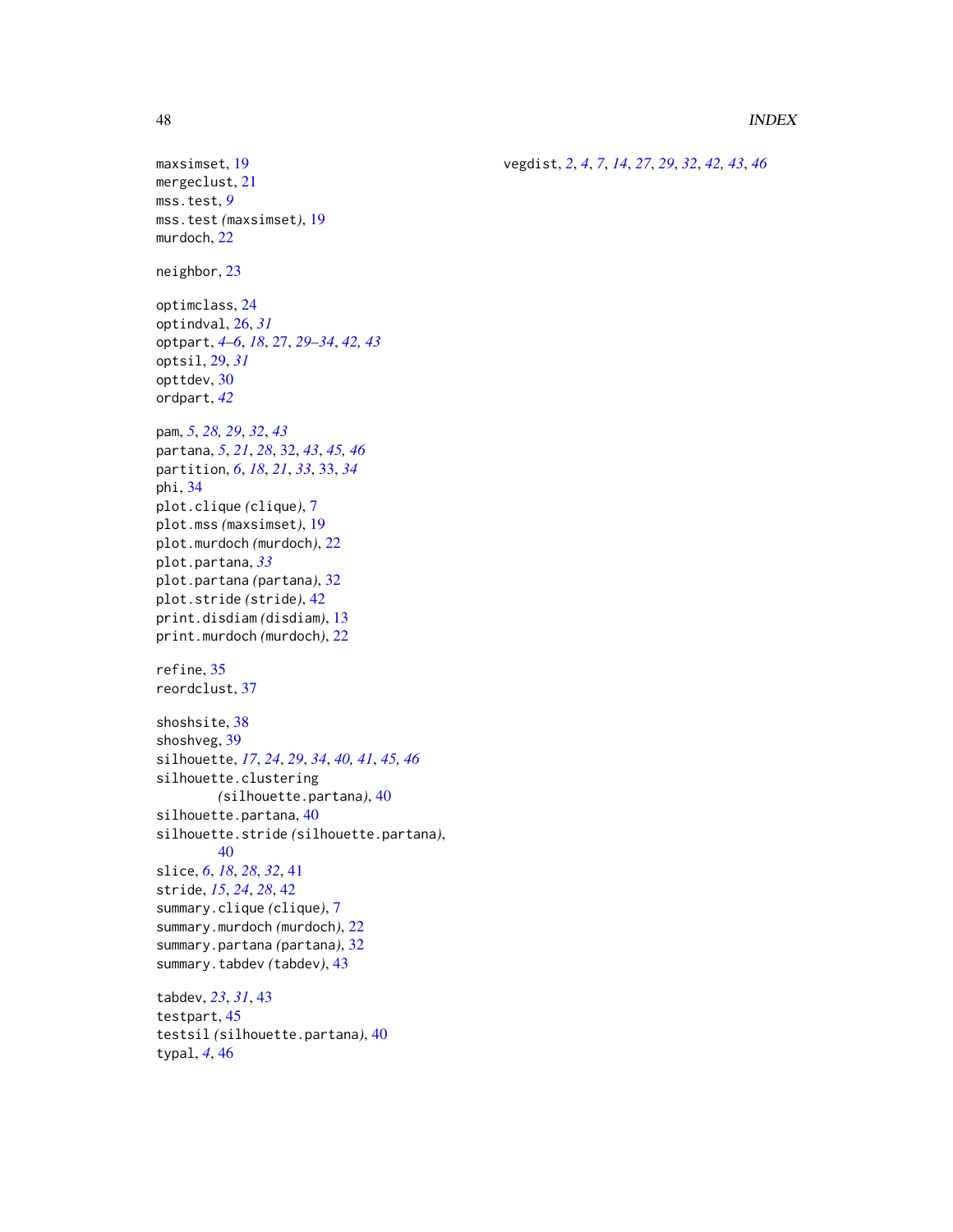maxsimset, 19
mergeclust, 21
mss.test, *9*
mss.test *(*maxsimset*)*, 19
murdoch, 22

neighbor, 23

optimclass, 24
optindval, 26, *31*
optpart, *4–6*, *18*, 27, *29–34*, *42, 43*
optsil, 29, *31*
opttdev, 30
ordpart, *42*

pam, *5*, *28, 29*, *32*, *43*
partana, *5*, *21*, *28*, 32, *43*, *45, 46*
partition, *6*, *18*, *21*, *33*, 33, *34*
phi, 34
plot.clique *(*clique*)*, 7
plot.mss *(*maxsimset*)*, 19
plot.murdoch *(*murdoch*)*, 22
plot.partana, *33*
plot.partana *(*partana*)*, 32
plot.stride *(*stride*)*, 42
print.disdiam *(*disdiam*)*, 13
print.murdoch *(*murdoch*)*, 22

refine, 35
reordclust, 37

shoshsite, 38
shoshveg, 39
silhouette, *17*, *24*, *29*, *34*, *40, 41*, *45, 46*
silhouette.clustering *(*silhouette.partana*)*, 40
silhouette.partana, 40
silhouette.stride *(*silhouette.partana*)*, 40
slice, *6*, *18*, *28*, *32*, 41
stride, *15*, *24*, *28*, 42
summary.clique *(*clique*)*, 7
summary.murdoch *(*murdoch*)*, 22
summary.partana *(*partana*)*, 32
summary.tabdev *(*tabdev*)*, 43

tabdev, *23*, *31*, 43
testpart, 45
testsil *(*silhouette.partana*)*, 40
typal, *4*, 46

vegdist, *2*, *4*, *7*, *14*, *27*, *29*, *32*, *42, 43*, *46*